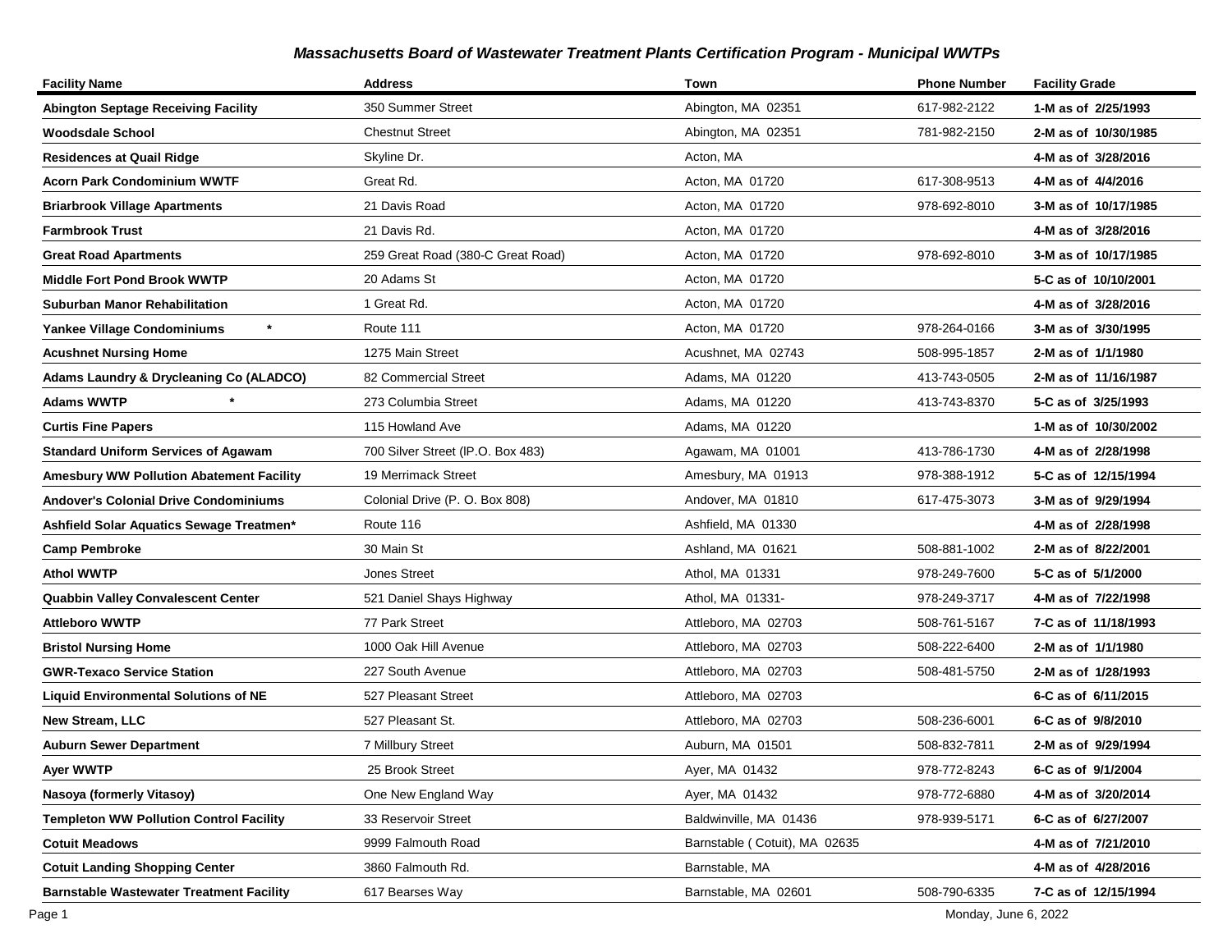# *Massachusetts Board of Wastewater Treatment Plants Certification Program - Municipal WWTPs*

| Facility Name | Address | Town | Phone Number | Facility Grade |
|---|---|---|---|---|
| **Abington Septage Receiving Facility** | 350 Summer Street | Abington, MA 02351 | 617-982-2122 | **1-M as of 2/25/1993** |
| **Woodsdale School** | Chestnut Street | Abington, MA 02351 | 781-982-2150 | **2-M as of 10/30/1985** |
| **Residences at Quail Ridge** | Skyline Dr. | Acton, MA | | **4-M as of 3/28/2016** |
| **Acorn Park Condominium WWTF** | Great Rd. | Acton, MA 01720 | 617-308-9513 | **4-M as of 4/4/2016** |
| **Briarbrook Village Apartments** | 21 Davis Road | Acton, MA 01720 | 978-692-8010 | **3-M as of 10/17/1985** |
| **Farmbrook Trust** | 21 Davis Rd. | Acton, MA 01720 | | **4-M as of 3/28/2016** |
| **Great Road Apartments** | 259 Great Road (380-C Great Road) | Acton, MA 01720 | 978-692-8010 | **3-M as of 10/17/1985** |
| **Middle Fort Pond Brook WWTP** | 20 Adams St | Acton, MA 01720 | | **5-C as of 10/10/2001** |
| **Suburban Manor Rehabilitation** | 1 Great Rd. | Acton, MA 01720 | | **4-M as of 3/28/2016** |
| **Yankee Village Condominiums \*** | Route 111 | Acton, MA 01720 | 978-264-0166 | **3-M as of 3/30/1995** |
| **Acushnet Nursing Home** | 1275 Main Street | Acushnet, MA 02743 | 508-995-1857 | **2-M as of 1/1/1980** |
| **Adams Laundry & Drycleaning Co (ALADCO)** | 82 Commercial Street | Adams, MA 01220 | 413-743-0505 | **2-M as of 11/16/1987** |
| **Adams WWTP \*** | 273 Columbia Street | Adams, MA 01220 | 413-743-8370 | **5-C as of 3/25/1993** |
| **Curtis Fine Papers** | 115 Howland Ave | Adams, MA 01220 | | **1-M as of 10/30/2002** |
| **Standard Uniform Services of Agawam** | 700 Silver Street (lP.O. Box 483) | Agawam, MA 01001 | 413-786-1730 | **4-M as of 2/28/1998** |
| **Amesbury WW Pollution Abatement Facility** | 19 Merrimack Street | Amesbury, MA 01913 | 978-388-1912 | **5-C as of 12/15/1994** |
| **Andover's Colonial Drive Condominiums** | Colonial Drive (P. O. Box 808) | Andover, MA 01810 | 617-475-3073 | **3-M as of 9/29/1994** |
| **Ashfield Solar Aquatics Sewage Treatmen\*** | Route 116 | Ashfield, MA 01330 | | **4-M as of 2/28/1998** |
| **Camp Pembroke** | 30 Main St | Ashland, MA 01621 | 508-881-1002 | **2-M as of 8/22/2001** |
| **Athol WWTP** | Jones Street | Athol, MA 01331 | 978-249-7600 | **5-C as of 5/1/2000** |
| **Quabbin Valley Convalescent Center** | 521 Daniel Shays Highway | Athol, MA 01331- | 978-249-3717 | **4-M as of 7/22/1998** |
| **Attleboro WWTP** | 77 Park Street | Attleboro, MA 02703 | 508-761-5167 | **7-C as of 11/18/1993** |
| **Bristol Nursing Home** | 1000 Oak Hill Avenue | Attleboro, MA 02703 | 508-222-6400 | **2-M as of 1/1/1980** |
| **GWR-Texaco Service Station** | 227 South Avenue | Attleboro, MA 02703 | 508-481-5750 | **2-M as of 1/28/1993** |
| **Liquid Environmental Solutions of NE** | 527 Pleasant Street | Attleboro, MA 02703 | | **6-C as of 6/11/2015** |
| **New Stream, LLC** | 527 Pleasant St. | Attleboro, MA 02703 | 508-236-6001 | **6-C as of 9/8/2010** |
| **Auburn Sewer Department** | 7 Millbury Street | Auburn, MA 01501 | 508-832-7811 | **2-M as of 9/29/1994** |
| **Ayer WWTP** | 25 Brook Street | Ayer, MA 01432 | 978-772-8243 | **6-C as of 9/1/2004** |
| **Nasoya (formerly Vitasoy)** | One New England Way | Ayer, MA 01432 | 978-772-6880 | **4-M as of 3/20/2014** |
| **Templeton WW Pollution Control Facility** | 33 Reservoir Street | Baldwinville, MA 01436 | 978-939-5171 | **6-C as of 6/27/2007** |
| **Cotuit Meadows** | 9999 Falmouth Road | Barnstable ( Cotuit), MA 02635 | | **4-M as of 7/21/2010** |
| **Cotuit Landing Shopping Center** | 3860 Falmouth Rd. | Barnstable, MA | | **4-M as of 4/28/2016** |
| **Barnstable Wastewater Treatment Facility** | 617 Bearses Way | Barnstable, MA 02601 | 508-790-6335 | **7-C as of 12/15/1994** |

Monday, June 6, 2022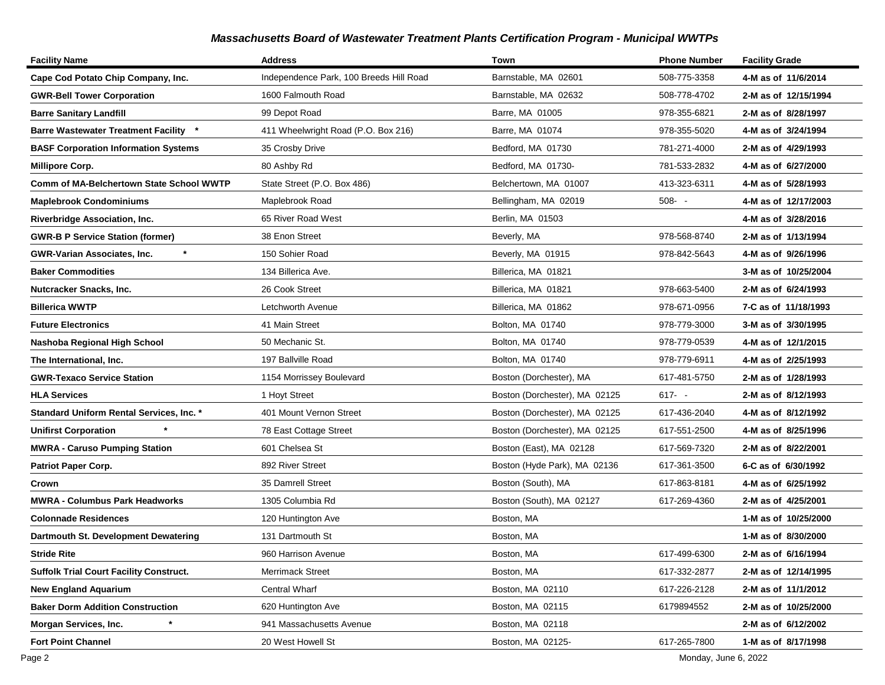## Massachusetts Board of Wastewater Treatment Plants Certification Program - Municipal WWTPs

| Facility Name | Address | Town | Phone Number | Facility Grade |
|---|---|---|---|---|
| **Cape Cod Potato Chip Company, Inc.** | Independence Park, 100 Breeds Hill Road | Barnstable, MA 02601 | 508-775-3358 | **4-M as of 11/6/2014** |
| **GWR-Bell Tower Corporation** | 1600 Falmouth Road | Barnstable, MA 02632 | 508-778-4702 | **2-M as of 12/15/1994** |
| **Barre Sanitary Landfill** | 99 Depot Road | Barre, MA 01005 | 978-355-6821 | **2-M as of 8/28/1997** |
| **Barre Wastewater Treatment Facility *** | 411 Wheelwright Road (P.O. Box 216) | Barre, MA 01074 | 978-355-5020 | **4-M as of 3/24/1994** |
| **BASF Corporation Information Systems** | 35 Crosby Drive | Bedford, MA 01730 | 781-271-4000 | **2-M as of 4/29/1993** |
| **Millipore Corp.** | 80 Ashby Rd | Bedford, MA 01730- | 781-533-2832 | **4-M as of 6/27/2000** |
| **Comm of MA-Belchertown State School WWTP** | State Street (P.O. Box 486) | Belchertown, MA 01007 | 413-323-6311 | **4-M as of 5/28/1993** |
| **Maplebrook Condominiums** | Maplebrook Road | Bellingham, MA 02019 | 508- - | **4-M as of 12/17/2003** |
| **Riverbridge Association, Inc.** | 65 River Road West | Berlin, MA 01503 | | **4-M as of 3/28/2016** |
| **GWR-B P Service Station (former)** | 38 Enon Street | Beverly, MA | 978-568-8740 | **2-M as of 1/13/1994** |
| **GWR-Varian Associates, Inc. *** | 150 Sohier Road | Beverly, MA 01915 | 978-842-5643 | **4-M as of 9/26/1996** |
| **Baker Commodities** | 134 Billerica Ave. | Billerica, MA 01821 | | **3-M as of 10/25/2004** |
| **Nutcracker Snacks, Inc.** | 26 Cook Street | Billerica, MA 01821 | 978-663-5400 | **2-M as of 6/24/1993** |
| **Billerica WWTP** | Letchworth Avenue | Billerica, MA 01862 | 978-671-0956 | **7-C as of 11/18/1993** |
| **Future Electronics** | 41 Main Street | Bolton, MA 01740 | 978-779-3000 | **3-M as of 3/30/1995** |
| **Nashoba Regional High School** | 50 Mechanic St. | Bolton, MA 01740 | 978-779-0539 | **4-M as of 12/1/2015** |
| **The International, Inc.** | 197 Ballville Road | Bolton, MA 01740 | 978-779-6911 | **4-M as of 2/25/1993** |
| **GWR-Texaco Service Station** | 1154 Morrissey Boulevard | Boston (Dorchester), MA | 617-481-5750 | **2-M as of 1/28/1993** |
| **HLA Services** | 1 Hoyt Street | Boston (Dorchester), MA 02125 | 617- - | **2-M as of 8/12/1993** |
| **Standard Uniform Rental Services, Inc. *** | 401 Mount Vernon Street | Boston (Dorchester), MA 02125 | 617-436-2040 | **4-M as of 8/12/1992** |
| **Unifirst Corporation *** | 78 East Cottage Street | Boston (Dorchester), MA 02125 | 617-551-2500 | **4-M as of 8/25/1996** |
| **MWRA - Caruso Pumping Station** | 601 Chelsea St | Boston (East), MA 02128 | 617-569-7320 | **2-M as of 8/22/2001** |
| **Patriot Paper Corp.** | 892 River Street | Boston (Hyde Park), MA 02136 | 617-361-3500 | **6-C as of 6/30/1992** |
| **Crown** | 35 Damrell Street | Boston (South), MA | 617-863-8181 | **4-M as of 6/25/1992** |
| **MWRA - Columbus Park Headworks** | 1305 Columbia Rd | Boston (South), MA 02127 | 617-269-4360 | **2-M as of 4/25/2001** |
| **Colonnade Residences** | 120 Huntington Ave | Boston, MA | | **1-M as of 10/25/2000** |
| **Dartmouth St. Development Dewatering** | 131 Dartmouth St | Boston, MA | | **1-M as of 8/30/2000** |
| **Stride Rite** | 960 Harrison Avenue | Boston, MA | 617-499-6300 | **2-M as of 6/16/1994** |
| **Suffolk Trial Court Facility Construct.** | Merrimack Street | Boston, MA | 617-332-2877 | **2-M as of 12/14/1995** |
| **New England Aquarium** | Central Wharf | Boston, MA 02110 | 617-226-2128 | **2-M as of 11/1/2012** |
| **Baker Dorm Addition Construction** | 620 Huntington Ave | Boston, MA 02115 | 6179894552 | **2-M as of 10/25/2000** |
| **Morgan Services, Inc. *** | 941 Massachusetts Avenue | Boston, MA 02118 | | **2-M as of 6/12/2002** |
| **Fort Point Channel** | 20 West Howell St | Boston, MA 02125- | 617-265-7800 | **1-M as of 8/17/1998** |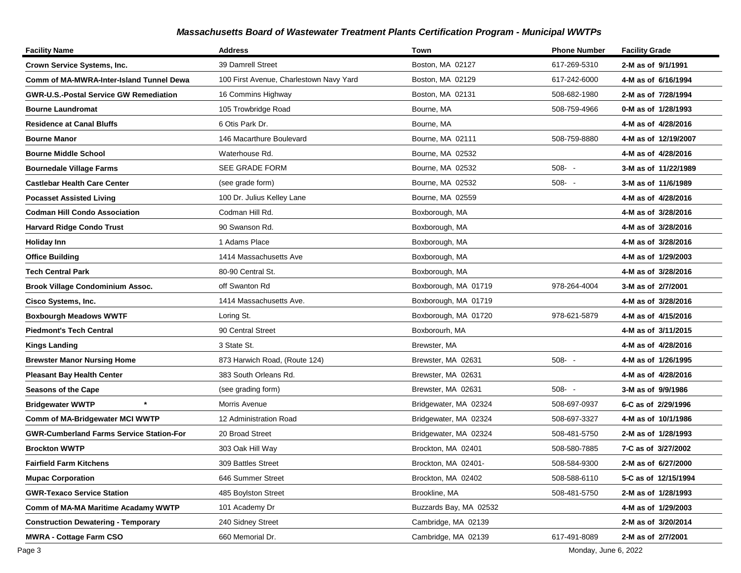### *Massachusetts Board of Wastewater Treatment Plants Certification Program - Municipal WWTPs*

| Facility Name | Address | Town | Phone Number | Facility Grade |
|---|---|---|---|---|
| **Crown Service Systems, Inc.** | 39 Damrell Street | Boston, MA 02127 | 617-269-5310 | **2-M as of 9/1/1991** |
| **Comm of MA-MWRA-Inter-Island Tunnel Dewa** | 100 First Avenue, Charlestown Navy Yard | Boston, MA 02129 | 617-242-6000 | **4-M as of 6/16/1994** |
| **GWR-U.S.-Postal Service GW Remediation** | 16 Commins Highway | Boston, MA 02131 | 508-682-1980 | **2-M as of 7/28/1994** |
| **Bourne Laundromat** | 105 Trowbridge Road | Bourne, MA | 508-759-4966 | **0-M as of 1/28/1993** |
| **Residence at Canal Bluffs** | 6 Otis Park Dr. | Bourne, MA | | **4-M as of 4/28/2016** |
| **Bourne Manor** | 146 Macarthure Boulevard | Bourne, MA 02111 | 508-759-8880 | **4-M as of 12/19/2007** |
| **Bourne Middle School** | Waterhouse Rd. | Bourne, MA 02532 | | **4-M as of 4/28/2016** |
| **Bournedale Village Farms** | SEE GRADE FORM | Bourne, MA 02532 | 508- - | **3-M as of 11/22/1989** |
| **Castlebar Health Care Center** | (see grade form) | Bourne, MA 02532 | 508- - | **3-M as of 11/6/1989** |
| **Pocasset Assisted Living** | 100 Dr. Julius Kelley Lane | Bourne, MA 02559 | | **4-M as of 4/28/2016** |
| **Codman Hill Condo Association** | Codman Hill Rd. | Boxborough, MA | | **4-M as of 3/28/2016** |
| **Harvard Ridge Condo Trust** | 90 Swanson Rd. | Boxborough, MA | | **4-M as of 3/28/2016** |
| **Holiday Inn** | 1 Adams Place | Boxborough, MA | | **4-M as of 3/28/2016** |
| **Office Building** | 1414 Massachusetts Ave | Boxborough, MA | | **4-M as of 1/29/2003** |
| **Tech Central Park** | 80-90 Central St. | Boxborough, MA | | **4-M as of 3/28/2016** |
| **Brook Village Condominium Assoc.** | off Swanton Rd | Boxborough, MA 01719 | 978-264-4004 | **3-M as of 2/7/2001** |
| **Cisco Systems, Inc.** | 1414 Massachusetts Ave. | Boxborough, MA 01719 | | **4-M as of 3/28/2016** |
| **Boxbourgh Meadows WWTF** | Loring St. | Boxborough, MA 01720 | 978-621-5879 | **4-M as of 4/15/2016** |
| **Piedmont's Tech Central** | 90 Central Street | Boxborourh, MA | | **4-M as of 3/11/2015** |
| **Kings Landing** | 3 State St. | Brewster, MA | | **4-M as of 4/28/2016** |
| **Brewster Manor Nursing Home** | 873 Harwich Road, (Route 124) | Brewster, MA 02631 | 508- - | **4-M as of 1/26/1995** |
| **Pleasant Bay Health Center** | 383 South Orleans Rd. | Brewster, MA 02631 | | **4-M as of 4/28/2016** |
| **Seasons of the Cape** | (see grading form) | Brewster, MA 02631 | 508- - | **3-M as of 9/9/1986** |
| **Bridgewater WWTP** * | Morris Avenue | Bridgewater, MA 02324 | 508-697-0937 | **6-C as of 2/29/1996** |
| **Comm of MA-Bridgewater MCI WWTP** | 12 Administration Road | Bridgewater, MA 02324 | 508-697-3327 | **4-M as of 10/1/1986** |
| **GWR-Cumberland Farms Service Station-For** | 20 Broad Street | Bridgewater, MA 02324 | 508-481-5750 | **2-M as of 1/28/1993** |
| **Brockton WWTP** | 303 Oak Hill Way | Brockton, MA 02401 | 508-580-7885 | **7-C as of 3/27/2002** |
| **Fairfield Farm Kitchens** | 309 Battles Street | Brockton, MA 02401- | 508-584-9300 | **2-M as of 6/27/2000** |
| **Mupac Corporation** | 646 Summer Street | Brockton, MA 02402 | 508-588-6110 | **5-C as of 12/15/1994** |
| **GWR-Texaco Service Station** | 485 Boylston Street | Brookline, MA | 508-481-5750 | **2-M as of 1/28/1993** |
| **Comm of MA-MA Maritime Acadamy WWTP** | 101 Academy Dr | Buzzards Bay, MA 02532 | | **4-M as of 1/29/2003** |
| **Construction Dewatering - Temporary** | 240 Sidney Street | Cambridge, MA 02139 | | **2-M as of 3/20/2014** |
| **MWRA - Cottage Farm CSO** | 660 Memorial Dr. | Cambridge, MA 02139 | 617-491-8089 | **2-M as of 2/7/2001** |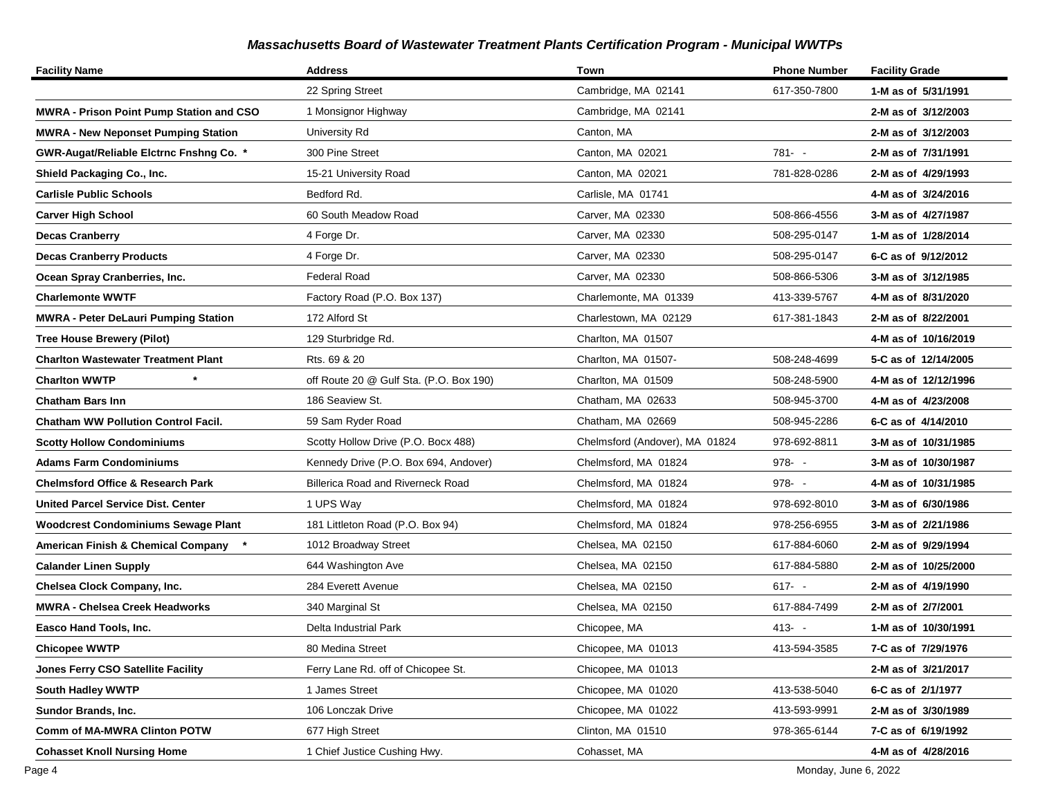## Massachusetts Board of Wastewater Treatment Plants Certification Program - Municipal WWTPs

| Facility Name | Address | Town | Phone Number | Facility Grade |
|---|---|---|---|---|
| | 22 Spring Street | Cambridge, MA 02141 | 617-350-7800 | **1-M as of 5/31/1991** |
| **MWRA - Prison Point Pump Station and CSO** | 1 Monsignor Highway | Cambridge, MA 02141 | | **2-M as of 3/12/2003** |
| **MWRA - New Neponset Pumping Station** | University Rd | Canton, MA | | **2-M as of 3/12/2003** |
| **GWR-Augat/Reliable Elctrnc Fnshng Co. *** | 300 Pine Street | Canton, MA 02021 | 781- - | **2-M as of 7/31/1991** |
| **Shield Packaging Co., Inc.** | 15-21 University Road | Canton, MA 02021 | 781-828-0286 | **2-M as of 4/29/1993** |
| **Carlisle Public Schools** | Bedford Rd. | Carlisle, MA 01741 | | **4-M as of 3/24/2016** |
| **Carver High School** | 60 South Meadow Road | Carver, MA 02330 | 508-866-4556 | **3-M as of 4/27/1987** |
| **Decas Cranberry** | 4 Forge Dr. | Carver, MA 02330 | 508-295-0147 | **1-M as of 1/28/2014** |
| **Decas Cranberry Products** | 4 Forge Dr. | Carver, MA 02330 | 508-295-0147 | **6-C as of 9/12/2012** |
| **Ocean Spray Cranberries, Inc.** | Federal Road | Carver, MA 02330 | 508-866-5306 | **3-M as of 3/12/1985** |
| **Charlemonte WWTF** | Factory Road (P.O. Box 137) | Charlemonte, MA 01339 | 413-339-5767 | **4-M as of 8/31/2020** |
| **MWRA - Peter DeLauri Pumping Station** | 172 Alford St | Charlestown, MA 02129 | 617-381-1843 | **2-M as of 8/22/2001** |
| **Tree House Brewery (Pilot)** | 129 Sturbridge Rd. | Charlton, MA 01507 | | **4-M as of 10/16/2019** |
| **Charlton Wastewater Treatment Plant** | Rts. 69 & 20 | Charlton, MA 01507- | 508-248-4699 | **5-C as of 12/14/2005** |
| **Charlton WWTP *** | off Route 20 @ Gulf Sta. (P.O. Box 190) | Charlton, MA 01509 | 508-248-5900 | **4-M as of 12/12/1996** |
| **Chatham Bars Inn** | 186 Seaview St. | Chatham, MA 02633 | 508-945-3700 | **4-M as of 4/23/2008** |
| **Chatham WW Pollution Control Facil.** | 59 Sam Ryder Road | Chatham, MA 02669 | 508-945-2286 | **6-C as of 4/14/2010** |
| **Scotty Hollow Condominiums** | Scotty Hollow Drive (P.O. Bocx 488) | Chelmsford (Andover), MA 01824 | 978-692-8811 | **3-M as of 10/31/1985** |
| **Adams Farm Condominiums** | Kennedy Drive (P.O. Box 694, Andover) | Chelmsford, MA 01824 | 978- - | **3-M as of 10/30/1987** |
| **Chelmsford Office & Research Park** | Billerica Road and Riverneck Road | Chelmsford, MA 01824 | 978- - | **4-M as of 10/31/1985** |
| **United Parcel Service Dist. Center** | 1 UPS Way | Chelmsford, MA 01824 | 978-692-8010 | **3-M as of 6/30/1986** |
| **Woodcrest Condominiums Sewage Plant** | 181 Littleton Road (P.O. Box 94) | Chelmsford, MA 01824 | 978-256-6955 | **3-M as of 2/21/1986** |
| **American Finish & Chemical Company *** | 1012 Broadway Street | Chelsea, MA 02150 | 617-884-6060 | **2-M as of 9/29/1994** |
| **Calander Linen Supply** | 644 Washington Ave | Chelsea, MA 02150 | 617-884-5880 | **2-M as of 10/25/2000** |
| **Chelsea Clock Company, Inc.** | 284 Everett Avenue | Chelsea, MA 02150 | 617- - | **2-M as of 4/19/1990** |
| **MWRA - Chelsea Creek Headworks** | 340 Marginal St | Chelsea, MA 02150 | 617-884-7499 | **2-M as of 2/7/2001** |
| **Easco Hand Tools, Inc.** | Delta Industrial Park | Chicopee, MA | 413- - | **1-M as of 10/30/1991** |
| **Chicopee WWTP** | 80 Medina Street | Chicopee, MA 01013 | 413-594-3585 | **7-C as of 7/29/1976** |
| **Jones Ferry CSO Satellite Facility** | Ferry Lane Rd. off of Chicopee St. | Chicopee, MA 01013 | | **2-M as of 3/21/2017** |
| **South Hadley WWTP** | 1 James Street | Chicopee, MA 01020 | 413-538-5040 | **6-C as of 2/1/1977** |
| **Sundor Brands, Inc.** | 106 Lonczak Drive | Chicopee, MA 01022 | 413-593-9991 | **2-M as of 3/30/1989** |
| **Comm of MA-MWRA Clinton POTW** | 677 High Street | Clinton, MA 01510 | 978-365-6144 | **7-C as of 6/19/1992** |
| **Cohasset Knoll Nursing Home** | 1 Chief Justice Cushing Hwy. | Cohasset, MA | | **4-M as of 4/28/2016** |

Monday, June 6, 2022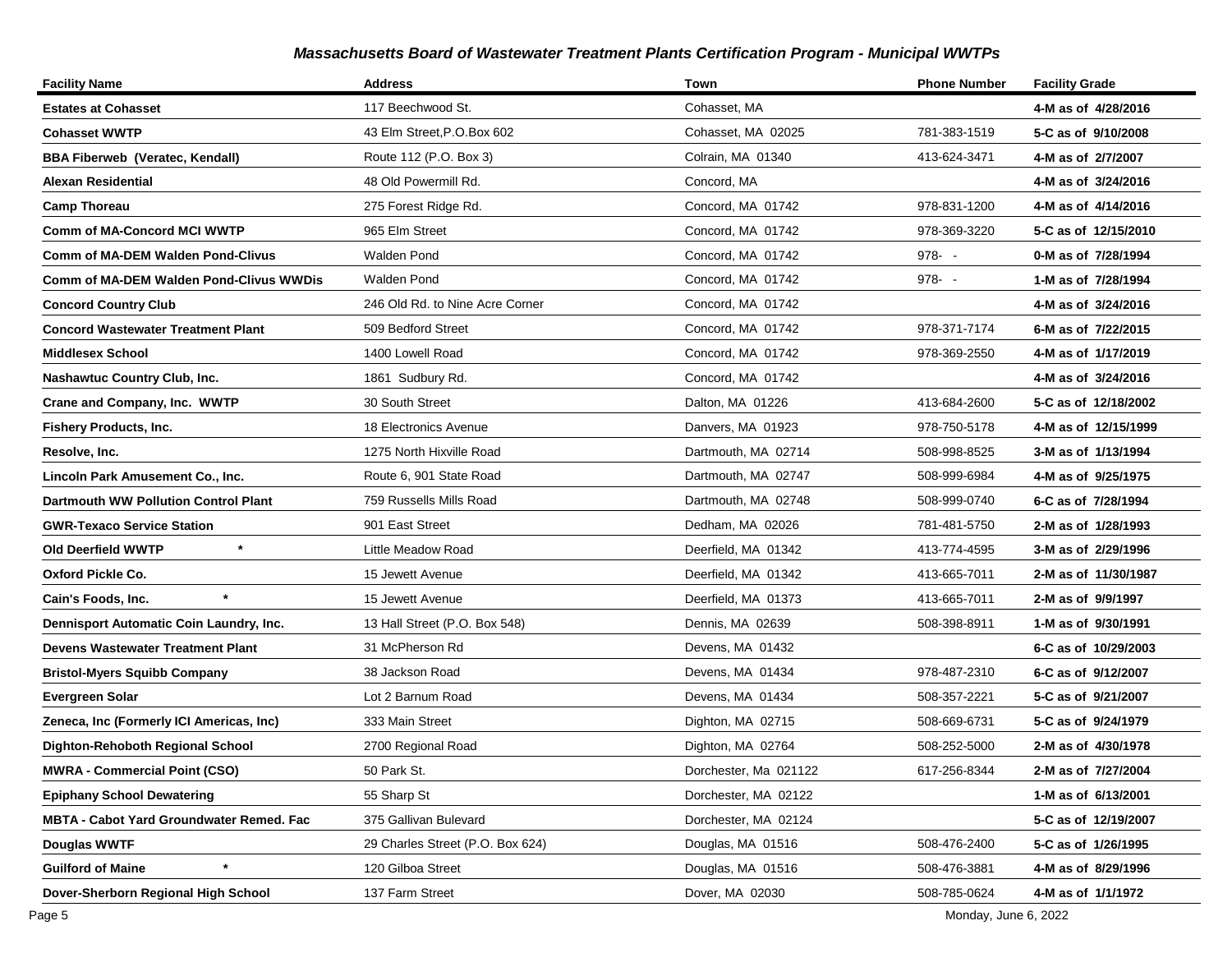## *Massachusetts Board of Wastewater Treatment Plants Certification Program - Municipal WWTPs*

| Facility Name | Address | Town | Phone Number | Facility Grade |
|---|---|---|---|---|
| **Estates at Cohasset** | 117 Beechwood St. | Cohasset, MA | | **4-M as of 4/28/2016** |
| **Cohasset WWTP** | 43 Elm Street,P.O.Box 602 | Cohasset, MA 02025 | 781-383-1519 | **5-C as of 9/10/2008** |
| **BBA Fiberweb (Veratec, Kendall)** | Route 112 (P.O. Box 3) | Colrain, MA 01340 | 413-624-3471 | **4-M as of 2/7/2007** |
| **Alexan Residential** | 48 Old Powermill Rd. | Concord, MA | | **4-M as of 3/24/2016** |
| **Camp Thoreau** | 275 Forest Ridge Rd. | Concord, MA 01742 | 978-831-1200 | **4-M as of 4/14/2016** |
| **Comm of MA-Concord MCI WWTP** | 965 Elm Street | Concord, MA 01742 | 978-369-3220 | **5-C as of 12/15/2010** |
| **Comm of MA-DEM Walden Pond-Clivus** | Walden Pond | Concord, MA 01742 | 978- - | **0-M as of 7/28/1994** |
| **Comm of MA-DEM Walden Pond-Clivus WWDis** | Walden Pond | Concord, MA 01742 | 978- - | **1-M as of 7/28/1994** |
| **Concord Country Club** | 246 Old Rd. to Nine Acre Corner | Concord, MA 01742 | | **4-M as of 3/24/2016** |
| **Concord Wastewater Treatment Plant** | 509 Bedford Street | Concord, MA 01742 | 978-371-7174 | **6-M as of 7/22/2015** |
| **Middlesex School** | 1400 Lowell Road | Concord, MA 01742 | 978-369-2550 | **4-M as of 1/17/2019** |
| **Nashawtuc Country Club, Inc.** | 1861 Sudbury Rd. | Concord, MA 01742 | | **4-M as of 3/24/2016** |
| **Crane and Company, Inc. WWTP** | 30 South Street | Dalton, MA 01226 | 413-684-2600 | **5-C as of 12/18/2002** |
| **Fishery Products, Inc.** | 18 Electronics Avenue | Danvers, MA 01923 | 978-750-5178 | **4-M as of 12/15/1999** |
| **Resolve, Inc.** | 1275 North Hixville Road | Dartmouth, MA 02714 | 508-998-8525 | **3-M as of 1/13/1994** |
| **Lincoln Park Amusement Co., Inc.** | Route 6, 901 State Road | Dartmouth, MA 02747 | 508-999-6984 | **4-M as of 9/25/1975** |
| **Dartmouth WW Pollution Control Plant** | 759 Russells Mills Road | Dartmouth, MA 02748 | 508-999-0740 | **6-C as of 7/28/1994** |
| **GWR-Texaco Service Station** | 901 East Street | Dedham, MA 02026 | 781-481-5750 | **2-M as of 1/28/1993** |
| **Old Deerfield WWTP** * | Little Meadow Road | Deerfield, MA 01342 | 413-774-4595 | **3-M as of 2/29/1996** |
| **Oxford Pickle Co.** | 15 Jewett Avenue | Deerfield, MA 01342 | 413-665-7011 | **2-M as of 11/30/1987** |
| **Cain's Foods, Inc.** * | 15 Jewett Avenue | Deerfield, MA 01373 | 413-665-7011 | **2-M as of 9/9/1997** |
| **Dennisport Automatic Coin Laundry, Inc.** | 13 Hall Street (P.O. Box 548) | Dennis, MA 02639 | 508-398-8911 | **1-M as of 9/30/1991** |
| **Devens Wastewater Treatment Plant** | 31 McPherson Rd | Devens, MA 01432 | | **6-C as of 10/29/2003** |
| **Bristol-Myers Squibb Company** | 38 Jackson Road | Devens, MA 01434 | 978-487-2310 | **6-C as of 9/12/2007** |
| **Evergreen Solar** | Lot 2 Barnum Road | Devens, MA 01434 | 508-357-2221 | **5-C as of 9/21/2007** |
| **Zeneca, Inc (Formerly ICI Americas, Inc)** | 333 Main Street | Dighton, MA 02715 | 508-669-6731 | **5-C as of 9/24/1979** |
| **Dighton-Rehoboth Regional School** | 2700 Regional Road | Dighton, MA 02764 | 508-252-5000 | **2-M as of 4/30/1978** |
| **MWRA - Commercial Point (CSO)** | 50 Park St. | Dorchester, Ma 021122 | 617-256-8344 | **2-M as of 7/27/2004** |
| **Epiphany School Dewatering** | 55 Sharp St | Dorchester, MA 02122 | | **1-M as of 6/13/2001** |
| **MBTA - Cabot Yard Groundwater Remed. Fac** | 375 Gallivan Bulevard | Dorchester, MA 02124 | | **5-C as of 12/19/2007** |
| **Douglas WWTF** | 29 Charles Street (P.O. Box 624) | Douglas, MA 01516 | 508-476-2400 | **5-C as of 1/26/1995** |
| **Guilford of Maine** * | 120 Gilboa Street | Douglas, MA 01516 | 508-476-3881 | **4-M as of 8/29/1996** |
| **Dover-Sherborn Regional High School** | 137 Farm Street | Dover, MA 02030 | 508-785-0624 | **4-M as of 1/1/1972** |

Monday, June 6, 2022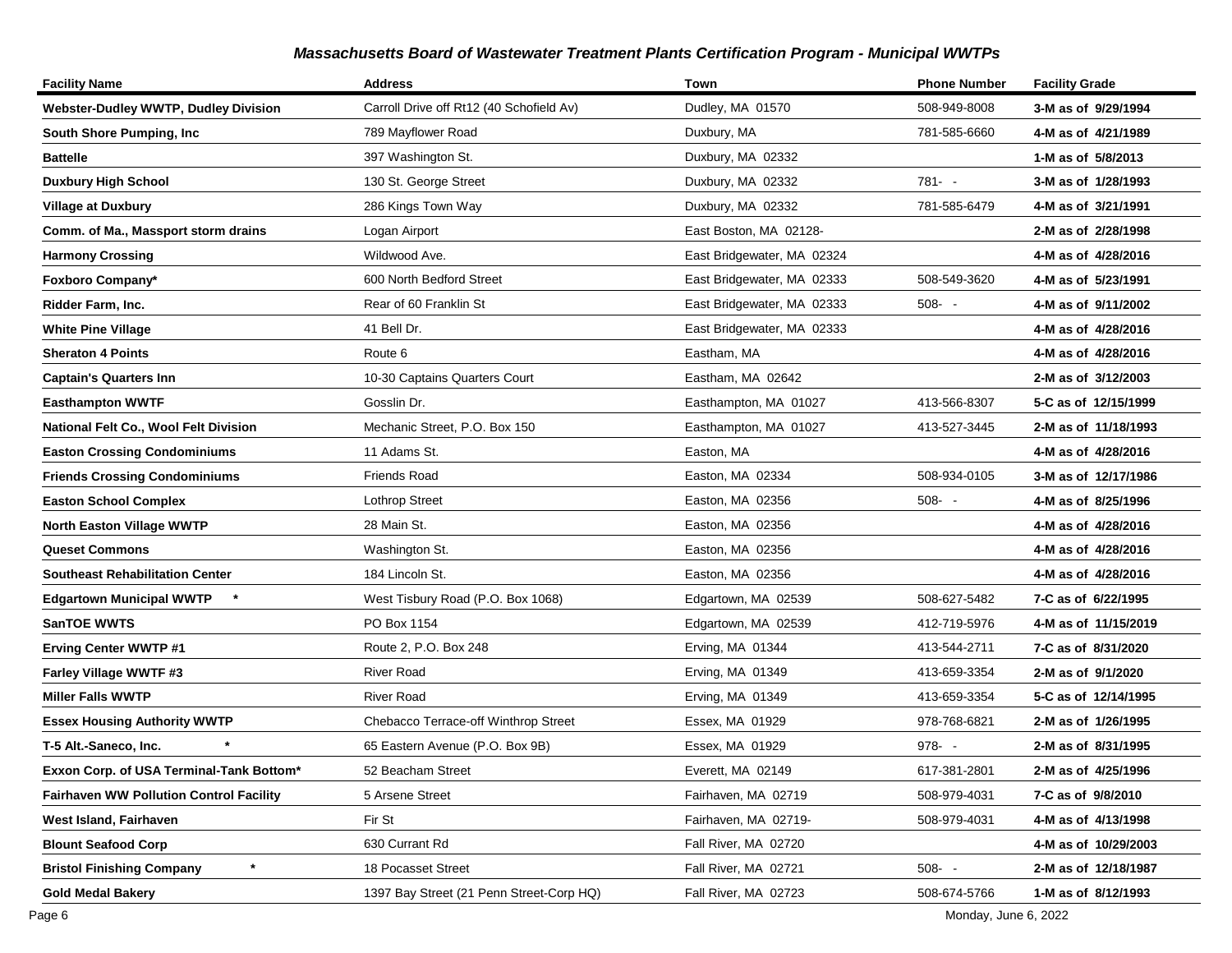## *Massachusetts Board of Wastewater Treatment Plants Certification Program - Municipal WWTPs*

| Facility Name | Address | Town | Phone Number | Facility Grade |
|---|---|---|---|---|
| **Webster-Dudley WWTP, Dudley Division** | Carroll Drive off Rt12 (40 Schofield Av) | Dudley, MA 01570 | 508-949-8008 | **3-M as of 9/29/1994** |
| **South Shore Pumping, Inc** | 789 Mayflower Road | Duxbury, MA | 781-585-6660 | **4-M as of 4/21/1989** |
| **Battelle** | 397 Washington St. | Duxbury, MA 02332 | | **1-M as of 5/8/2013** |
| **Duxbury High School** | 130 St. George Street | Duxbury, MA 02332 | 781- - | **3-M as of 1/28/1993** |
| **Village at Duxbury** | 286 Kings Town Way | Duxbury, MA 02332 | 781-585-6479 | **4-M as of 3/21/1991** |
| **Comm. of Ma., Massport storm drains** | Logan Airport | East Boston, MA 02128- | | **2-M as of 2/28/1998** |
| **Harmony Crossing** | Wildwood Ave. | East Bridgewater, MA 02324 | | **4-M as of 4/28/2016** |
| **Foxboro Company*** | 600 North Bedford Street | East Bridgewater, MA 02333 | 508-549-3620 | **4-M as of 5/23/1991** |
| **Ridder Farm, Inc.** | Rear of 60 Franklin St | East Bridgewater, MA 02333 | 508- - | **4-M as of 9/11/2002** |
| **White Pine Village** | 41 Bell Dr. | East Bridgewater, MA 02333 | | **4-M as of 4/28/2016** |
| **Sheraton 4 Points** | Route 6 | Eastham, MA | | **4-M as of 4/28/2016** |
| **Captain's Quarters Inn** | 10-30 Captains Quarters Court | Eastham, MA 02642 | | **2-M as of 3/12/2003** |
| **Easthampton WWTF** | Gosslin Dr. | Easthampton, MA 01027 | 413-566-8307 | **5-C as of 12/15/1999** |
| **National Felt Co., Wool Felt Division** | Mechanic Street, P.O. Box 150 | Easthampton, MA 01027 | 413-527-3445 | **2-M as of 11/18/1993** |
| **Easton Crossing Condominiums** | 11 Adams St. | Easton, MA | | **4-M as of 4/28/2016** |
| **Friends Crossing Condominiums** | Friends Road | Easton, MA 02334 | 508-934-0105 | **3-M as of 12/17/1986** |
| **Easton School Complex** | Lothrop Street | Easton, MA 02356 | 508- - | **4-M as of 8/25/1996** |
| **North Easton Village WWTP** | 28 Main St. | Easton, MA 02356 | | **4-M as of 4/28/2016** |
| **Queset Commons** | Washington St. | Easton, MA 02356 | | **4-M as of 4/28/2016** |
| **Southeast Rehabilitation Center** | 184 Lincoln St. | Easton, MA 02356 | | **4-M as of 4/28/2016** |
| **Edgartown Municipal WWTP \*** | West Tisbury Road (P.O. Box 1068) | Edgartown, MA 02539 | 508-627-5482 | **7-C as of 6/22/1995** |
| **SanTOE WWTS** | PO Box 1154 | Edgartown, MA 02539 | 412-719-5976 | **4-M as of 11/15/2019** |
| **Erving Center WWTP #1** | Route 2, P.O. Box 248 | Erving, MA 01344 | 413-544-2711 | **7-C as of 8/31/2020** |
| **Farley Village WWTF #3** | River Road | Erving, MA 01349 | 413-659-3354 | **2-M as of 9/1/2020** |
| **Miller Falls WWTP** | River Road | Erving, MA 01349 | 413-659-3354 | **5-C as of 12/14/1995** |
| **Essex Housing Authority WWTP** | Chebacco Terrace-off Winthrop Street | Essex, MA 01929 | 978-768-6821 | **2-M as of 1/26/1995** |
| **T-5 Alt.-Saneco, Inc. \*** | 65 Eastern Avenue (P.O. Box 9B) | Essex, MA 01929 | 978- - | **2-M as of 8/31/1995** |
| **Exxon Corp. of USA Terminal-Tank Bottom*** | 52 Beacham Street | Everett, MA 02149 | 617-381-2801 | **2-M as of 4/25/1996** |
| **Fairhaven WW Pollution Control Facility** | 5 Arsene Street | Fairhaven, MA 02719 | 508-979-4031 | **7-C as of 9/8/2010** |
| **West Island, Fairhaven** | Fir St | Fairhaven, MA 02719- | 508-979-4031 | **4-M as of 4/13/1998** |
| **Blount Seafood Corp** | 630 Currant Rd | Fall River, MA 02720 | | **4-M as of 10/29/2003** |
| **Bristol Finishing Company \*** | 18 Pocasset Street | Fall River, MA 02721 | 508- - | **2-M as of 12/18/1987** |
| **Gold Medal Bakery** | 1397 Bay Street (21 Penn Street-Corp HQ) | Fall River, MA 02723 | 508-674-5766 | **1-M as of 8/12/1993** |

Monday, June 6, 2022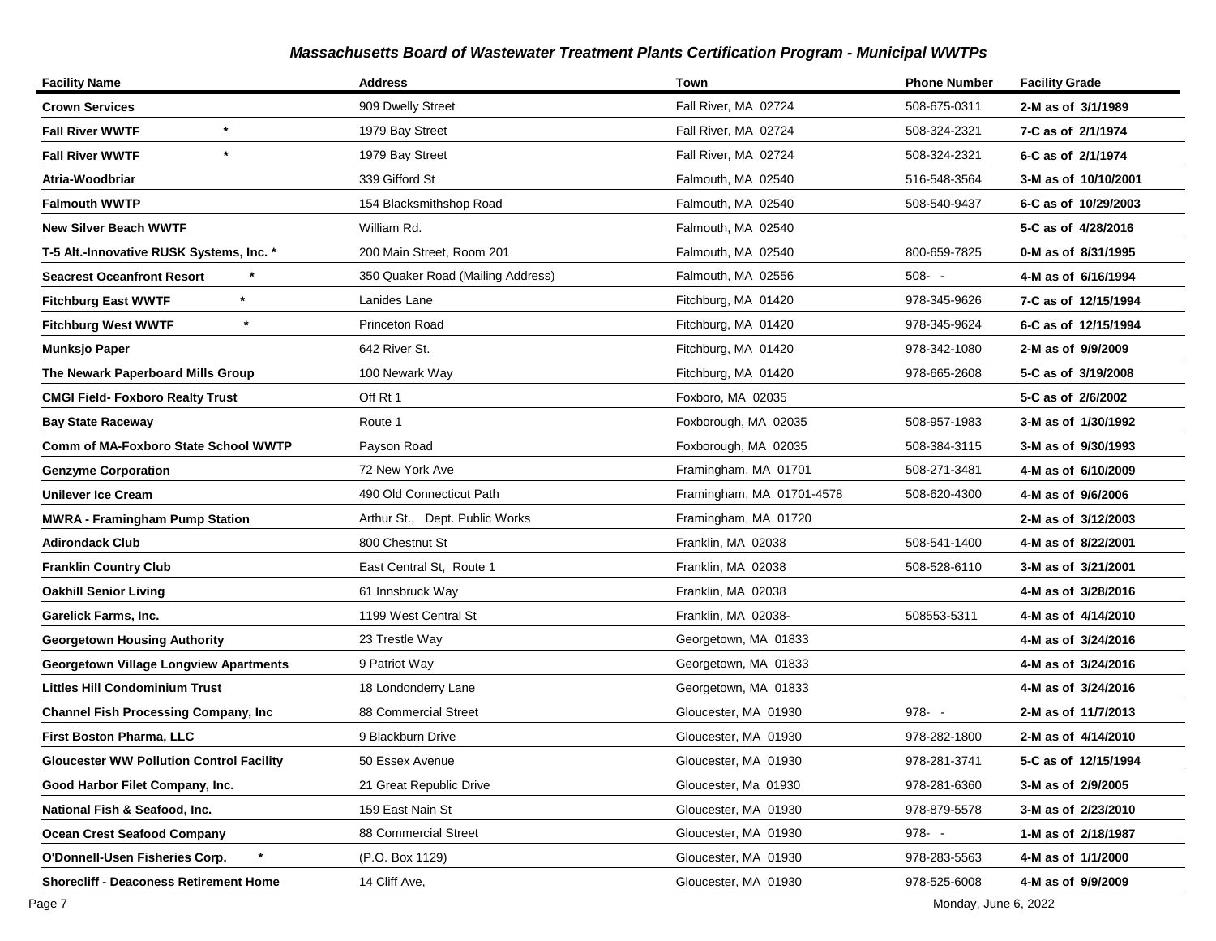# Massachusetts Board of Wastewater Treatment Plants Certification Program - Municipal WWTPs

| Facility Name | Address | Town | Phone Number | Facility Grade |
|---|---|---|---|---|
| **Crown Services** | 909 Dwelly Street | Fall River, MA 02724 | 508-675-0311 | **2-M as of 3/1/1989** |
| **Fall River WWTF** * | 1979 Bay Street | Fall River, MA 02724 | 508-324-2321 | **7-C as of 2/1/1974** |
| **Fall River WWTF** * | 1979 Bay Street | Fall River, MA 02724 | 508-324-2321 | **6-C as of 2/1/1974** |
| **Atria-Woodbriar** | 339 Gifford St | Falmouth, MA 02540 | 516-548-3564 | **3-M as of 10/10/2001** |
| **Falmouth WWTP** | 154 Blacksmithshop Road | Falmouth, MA 02540 | 508-540-9437 | **6-C as of 10/29/2003** |
| **New Silver Beach WWTF** | William Rd. | Falmouth, MA 02540 | | **5-C as of 4/28/2016** |
| **T-5 Alt.-Innovative RUSK Systems, Inc.** * | 200 Main Street, Room 201 | Falmouth, MA 02540 | 800-659-7825 | **0-M as of 8/31/1995** |
| **Seacrest Oceanfront Resort** * | 350 Quaker Road (Mailing Address) | Falmouth, MA 02556 | 508- - | **4-M as of 6/16/1994** |
| **Fitchburg East WWTF** * | Lanides Lane | Fitchburg, MA 01420 | 978-345-9626 | **7-C as of 12/15/1994** |
| **Fitchburg West WWTF** * | Princeton Road | Fitchburg, MA 01420 | 978-345-9624 | **6-C as of 12/15/1994** |
| **Munksjo Paper** | 642 River St. | Fitchburg, MA 01420 | 978-342-1080 | **2-M as of 9/9/2009** |
| **The Newark Paperboard Mills Group** | 100 Newark Way | Fitchburg, MA 01420 | 978-665-2608 | **5-C as of 3/19/2008** |
| **CMGI Field- Foxboro Realty Trust** | Off Rt 1 | Foxboro, MA 02035 | | **5-C as of 2/6/2002** |
| **Bay State Raceway** | Route 1 | Foxborough, MA 02035 | 508-957-1983 | **3-M as of 1/30/1992** |
| **Comm of MA-Foxboro State School WWTP** | Payson Road | Foxborough, MA 02035 | 508-384-3115 | **3-M as of 9/30/1993** |
| **Genzyme Corporation** | 72 New York Ave | Framingham, MA 01701 | 508-271-3481 | **4-M as of 6/10/2009** |
| **Unilever Ice Cream** | 490 Old Connecticut Path | Framingham, MA 01701-4578 | 508-620-4300 | **4-M as of 9/6/2006** |
| **MWRA - Framingham Pump Station** | Arthur St., Dept. Public Works | Framingham, MA 01720 | | **2-M as of 3/12/2003** |
| **Adirondack Club** | 800 Chestnut St | Franklin, MA 02038 | 508-541-1400 | **4-M as of 8/22/2001** |
| **Franklin Country Club** | East Central St, Route 1 | Franklin, MA 02038 | 508-528-6110 | **3-M as of 3/21/2001** |
| **Oakhill Senior Living** | 61 Innsbruck Way | Franklin, MA 02038 | | **4-M as of 3/28/2016** |
| **Garelick Farms, Inc.** | 1199 West Central St | Franklin, MA 02038- | 508553-5311 | **4-M as of 4/14/2010** |
| **Georgetown Housing Authority** | 23 Trestle Way | Georgetown, MA 01833 | | **4-M as of 3/24/2016** |
| **Georgetown Village Longview Apartments** | 9 Patriot Way | Georgetown, MA 01833 | | **4-M as of 3/24/2016** |
| **Littles Hill Condominium Trust** | 18 Londonderry Lane | Georgetown, MA 01833 | | **4-M as of 3/24/2016** |
| **Channel Fish Processing Company, Inc** | 88 Commercial Street | Gloucester, MA 01930 | 978- - | **2-M as of 11/7/2013** |
| **First Boston Pharma, LLC** | 9 Blackburn Drive | Gloucester, MA 01930 | 978-282-1800 | **2-M as of 4/14/2010** |
| **Gloucester WW Pollution Control Facility** | 50 Essex Avenue | Gloucester, MA 01930 | 978-281-3741 | **5-C as of 12/15/1994** |
| **Good Harbor Filet Company, Inc.** | 21 Great Republic Drive | Gloucester, Ma 01930 | 978-281-6360 | **3-M as of 2/9/2005** |
| **National Fish & Seafood, Inc.** | 159 East Nain St | Gloucester, MA 01930 | 978-879-5578 | **3-M as of 2/23/2010** |
| **Ocean Crest Seafood Company** | 88 Commercial Street | Gloucester, MA 01930 | 978- - | **1-M as of 2/18/1987** |
| **O'Donnell-Usen Fisheries Corp.** * | (P.O. Box 1129) | Gloucester, MA 01930 | 978-283-5563 | **4-M as of 1/1/2000** |
| **Shorecliff - Deaconess Retirement Home** | 14 Cliff Ave, | Gloucester, MA 01930 | 978-525-6008 | **4-M as of 9/9/2009** |

Monday, June 6, 2022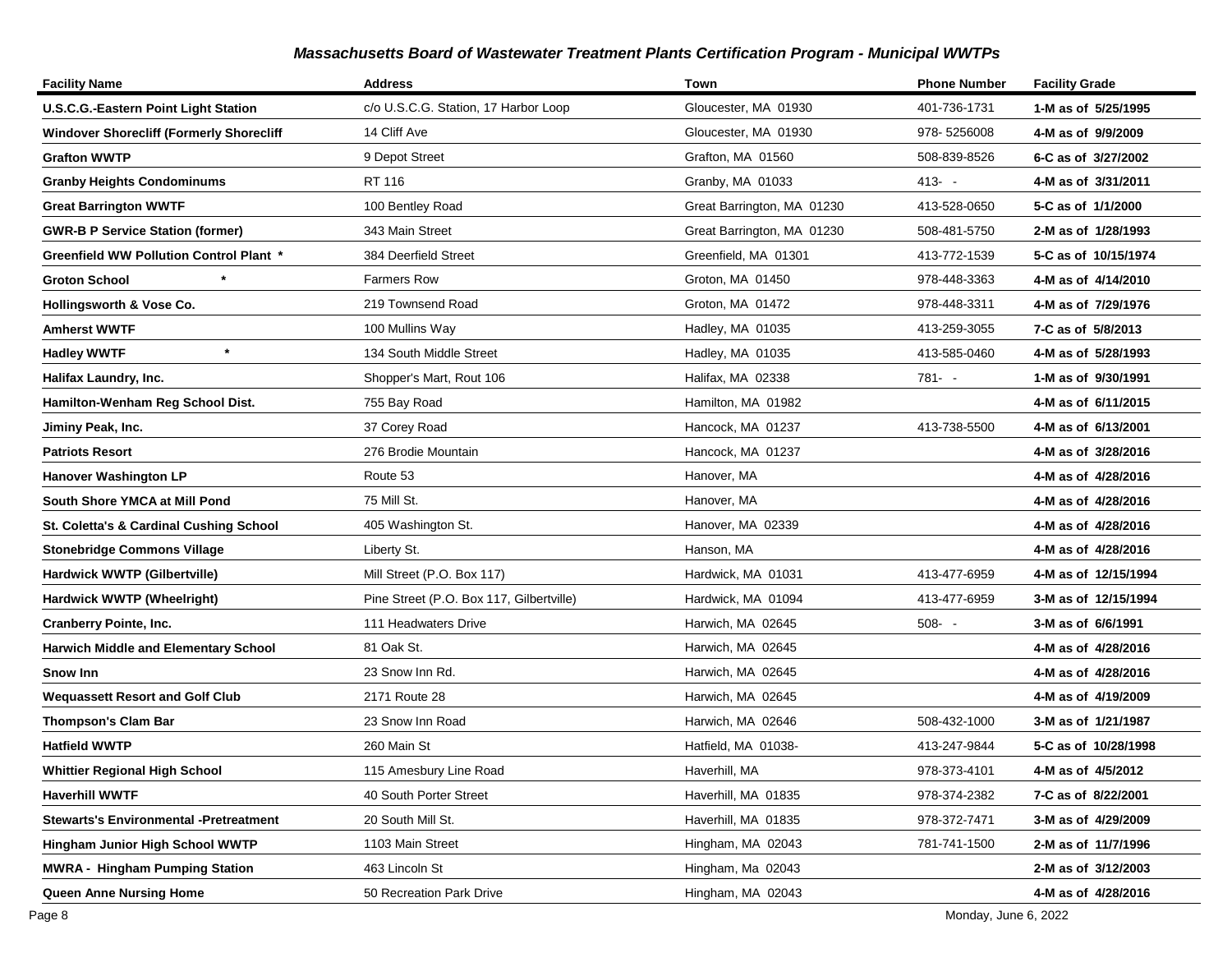### *Massachusetts Board of Wastewater Treatment Plants Certification Program - Municipal WWTPs*

| Facility Name | Address | Town | Phone Number | Facility Grade |
|---|---|---|---|---|
| **U.S.C.G.-Eastern Point Light Station** | c/o U.S.C.G. Station, 17 Harbor Loop | Gloucester, MA 01930 | 401-736-1731 | **1-M as of 5/25/1995** |
| **Windover Shorecliff (Formerly Shorecliff** | 14 Cliff Ave | Gloucester, MA 01930 | 978- 5256008 | **4-M as of 9/9/2009** |
| **Grafton WWTP** | 9 Depot Street | Grafton, MA 01560 | 508-839-8526 | **6-C as of 3/27/2002** |
| **Granby Heights Condominums** | RT 116 | Granby, MA 01033 | 413- - | **4-M as of 3/31/2011** |
| **Great Barrington WWTF** | 100 Bentley Road | Great Barrington, MA 01230 | 413-528-0650 | **5-C as of 1/1/2000** |
| **GWR-B P Service Station (former)** | 343 Main Street | Great Barrington, MA 01230 | 508-481-5750 | **2-M as of 1/28/1993** |
| **Greenfield WW Pollution Control Plant \*** | 384 Deerfield Street | Greenfield, MA 01301 | 413-772-1539 | **5-C as of 10/15/1974** |
| **Groton School \*** | Farmers Row | Groton, MA 01450 | 978-448-3363 | **4-M as of 4/14/2010** |
| **Hollingsworth & Vose Co.** | 219 Townsend Road | Groton, MA 01472 | 978-448-3311 | **4-M as of 7/29/1976** |
| **Amherst WWTF** | 100 Mullins Way | Hadley, MA 01035 | 413-259-3055 | **7-C as of 5/8/2013** |
| **Hadley WWTF \*** | 134 South Middle Street | Hadley, MA 01035 | 413-585-0460 | **4-M as of 5/28/1993** |
| **Halifax Laundry, Inc.** | Shopper's Mart, Rout 106 | Halifax, MA 02338 | 781- - | **1-M as of 9/30/1991** |
| **Hamilton-Wenham Reg School Dist.** | 755 Bay Road | Hamilton, MA 01982 | | **4-M as of 6/11/2015** |
| **Jiminy Peak, Inc.** | 37 Corey Road | Hancock, MA 01237 | 413-738-5500 | **4-M as of 6/13/2001** |
| **Patriots Resort** | 276 Brodie Mountain | Hancock, MA 01237 | | **4-M as of 3/28/2016** |
| **Hanover Washington LP** | Route 53 | Hanover, MA | | **4-M as of 4/28/2016** |
| **South Shore YMCA at Mill Pond** | 75 Mill St. | Hanover, MA | | **4-M as of 4/28/2016** |
| **St. Coletta's & Cardinal Cushing School** | 405 Washington St. | Hanover, MA 02339 | | **4-M as of 4/28/2016** |
| **Stonebridge Commons Village** | Liberty St. | Hanson, MA | | **4-M as of 4/28/2016** |
| **Hardwick WWTP (Gilbertville)** | Mill Street (P.O. Box 117) | Hardwick, MA 01031 | 413-477-6959 | **4-M as of 12/15/1994** |
| **Hardwick WWTP (Wheelright)** | Pine Street (P.O. Box 117, Gilbertville) | Hardwick, MA 01094 | 413-477-6959 | **3-M as of 12/15/1994** |
| **Cranberry Pointe, Inc.** | 111 Headwaters Drive | Harwich, MA 02645 | 508- - | **3-M as of 6/6/1991** |
| **Harwich Middle and Elementary School** | 81 Oak St. | Harwich, MA 02645 | | **4-M as of 4/28/2016** |
| **Snow Inn** | 23 Snow Inn Rd. | Harwich, MA 02645 | | **4-M as of 4/28/2016** |
| **Wequassett Resort and Golf Club** | 2171 Route 28 | Harwich, MA 02645 | | **4-M as of 4/19/2009** |
| **Thompson's Clam Bar** | 23 Snow Inn Road | Harwich, MA 02646 | 508-432-1000 | **3-M as of 1/21/1987** |
| **Hatfield WWTP** | 260 Main St | Hatfield, MA 01038- | 413-247-9844 | **5-C as of 10/28/1998** |
| **Whittier Regional High School** | 115 Amesbury Line Road | Haverhill, MA | 978-373-4101 | **4-M as of 4/5/2012** |
| **Haverhill WWTF** | 40 South Porter Street | Haverhill, MA 01835 | 978-374-2382 | **7-C as of 8/22/2001** |
| **Stewarts's Environmental -Pretreatment** | 20 South Mill St. | Haverhill, MA 01835 | 978-372-7471 | **3-M as of 4/29/2009** |
| **Hingham Junior High School WWTP** | 1103 Main Street | Hingham, MA 02043 | 781-741-1500 | **2-M as of 11/7/1996** |
| **MWRA - Hingham Pumping Station** | 463 Lincoln St | Hingham, Ma 02043 | | **2-M as of 3/12/2003** |
| **Queen Anne Nursing Home** | 50 Recreation Park Drive | Hingham, MA 02043 | | **4-M as of 4/28/2016** |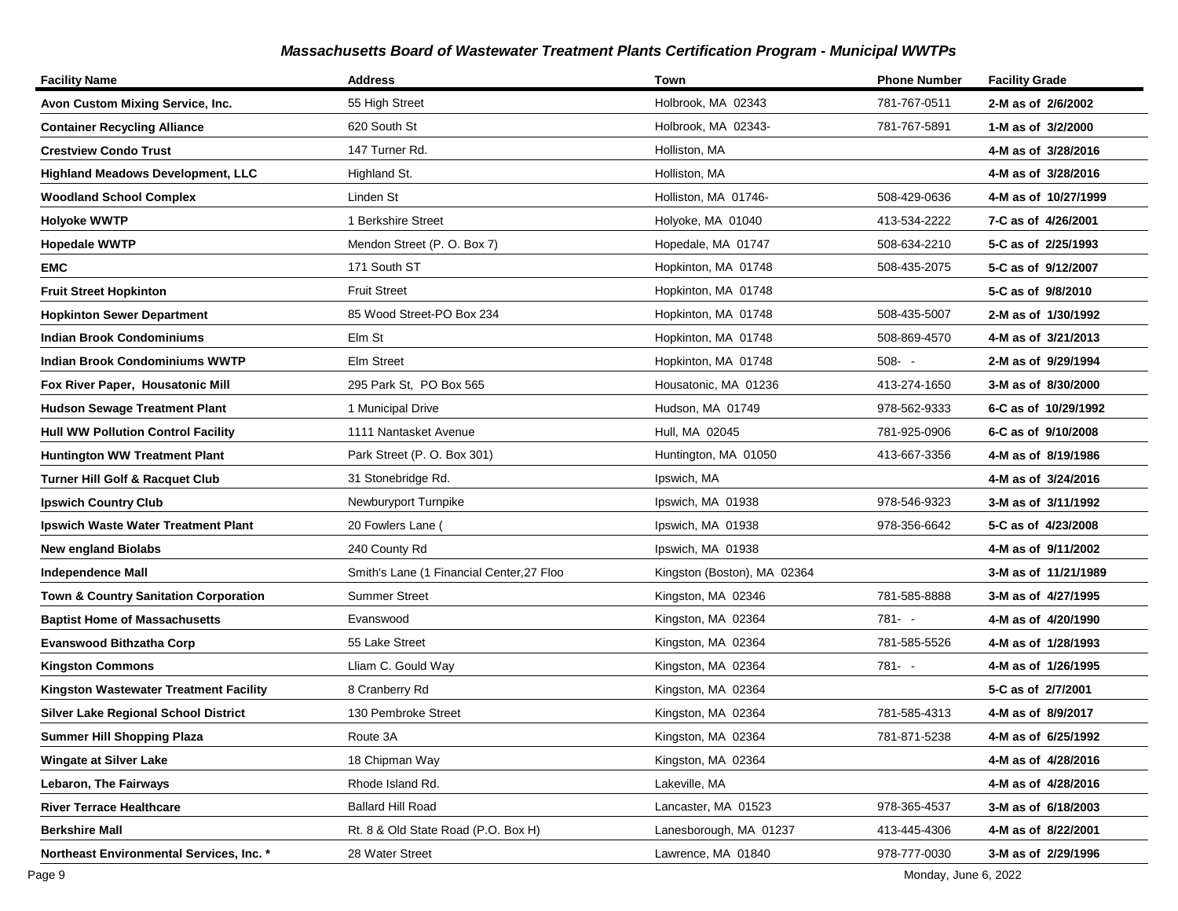### *Massachusetts Board of Wastewater Treatment Plants Certification Program - Municipal WWTPs*

| Facility Name | Address | Town | Phone Number | Facility Grade |
|---|---|---|---|---|
| **Avon Custom Mixing Service, Inc.** | 55 High Street | Holbrook, MA 02343 | 781-767-0511 | **2-M as of 2/6/2002** |
| **Container Recycling Alliance** | 620 South St | Holbrook, MA 02343- | 781-767-5891 | **1-M as of 3/2/2000** |
| **Crestview Condo Trust** | 147 Turner Rd. | Holliston, MA | | **4-M as of 3/28/2016** |
| **Highland Meadows Development, LLC** | Highland St. | Holliston, MA | | **4-M as of 3/28/2016** |
| **Woodland School Complex** | Linden St | Holliston, MA 01746- | 508-429-0636 | **4-M as of 10/27/1999** |
| **Holyoke WWTP** | 1 Berkshire Street | Holyoke, MA 01040 | 413-534-2222 | **7-C as of 4/26/2001** |
| **Hopedale WWTP** | Mendon Street (P. O. Box 7) | Hopedale, MA 01747 | 508-634-2210 | **5-C as of 2/25/1993** |
| **EMC** | 171 South ST | Hopkinton, MA 01748 | 508-435-2075 | **5-C as of 9/12/2007** |
| **Fruit Street Hopkinton** | Fruit Street | Hopkinton, MA 01748 | | **5-C as of 9/8/2010** |
| **Hopkinton Sewer Department** | 85 Wood Street-PO Box 234 | Hopkinton, MA 01748 | 508-435-5007 | **2-M as of 1/30/1992** |
| **Indian Brook Condominiums** | Elm St | Hopkinton, MA 01748 | 508-869-4570 | **4-M as of 3/21/2013** |
| **Indian Brook Condominiums WWTP** | Elm Street | Hopkinton, MA 01748 | 508- - | **2-M as of 9/29/1994** |
| **Fox River Paper, Housatonic Mill** | 295 Park St, PO Box 565 | Housatonic, MA 01236 | 413-274-1650 | **3-M as of 8/30/2000** |
| **Hudson Sewage Treatment Plant** | 1 Municipal Drive | Hudson, MA 01749 | 978-562-9333 | **6-C as of 10/29/1992** |
| **Hull WW Pollution Control Facility** | 1111 Nantasket Avenue | Hull, MA 02045 | 781-925-0906 | **6-C as of 9/10/2008** |
| **Huntington WW Treatment Plant** | Park Street (P. O. Box 301) | Huntington, MA 01050 | 413-667-3356 | **4-M as of 8/19/1986** |
| **Turner Hill Golf & Racquet Club** | 31 Stonebridge Rd. | Ipswich, MA | | **4-M as of 3/24/2016** |
| **Ipswich Country Club** | Newburyport Turnpike | Ipswich, MA 01938 | 978-546-9323 | **3-M as of 3/11/1992** |
| **Ipswich Waste Water Treatment Plant** | 20 Fowlers Lane ( | Ipswich, MA 01938 | 978-356-6642 | **5-C as of 4/23/2008** |
| **New england Biolabs** | 240 County Rd | Ipswich, MA 01938 | | **4-M as of 9/11/2002** |
| **Independence Mall** | Smith's Lane (1 Financial Center,27 Floo | Kingston (Boston), MA 02364 | | **3-M as of 11/21/1989** |
| **Town & Country Sanitation Corporation** | Summer Street | Kingston, MA 02346 | 781-585-8888 | **3-M as of 4/27/1995** |
| **Baptist Home of Massachusetts** | Evanswood | Kingston, MA 02364 | 781- - | **4-M as of 4/20/1990** |
| **Evanswood Bithzatha Corp** | 55 Lake Street | Kingston, MA 02364 | 781-585-5526 | **4-M as of 1/28/1993** |
| **Kingston Commons** | Lliam C. Gould Way | Kingston, MA 02364 | 781- - | **4-M as of 1/26/1995** |
| **Kingston Wastewater Treatment Facility** | 8 Cranberry Rd | Kingston, MA 02364 | | **5-C as of 2/7/2001** |
| **Silver Lake Regional School District** | 130 Pembroke Street | Kingston, MA 02364 | 781-585-4313 | **4-M as of 8/9/2017** |
| **Summer Hill Shopping Plaza** | Route 3A | Kingston, MA 02364 | 781-871-5238 | **4-M as of 6/25/1992** |
| **Wingate at Silver Lake** | 18 Chipman Way | Kingston, MA 02364 | | **4-M as of 4/28/2016** |
| **Lebaron, The Fairways** | Rhode Island Rd. | Lakeville, MA | | **4-M as of 4/28/2016** |
| **River Terrace Healthcare** | Ballard Hill Road | Lancaster, MA 01523 | 978-365-4537 | **3-M as of 6/18/2003** |
| **Berkshire Mall** | Rt. 8 & Old State Road (P.O. Box H) | Lanesborough, MA 01237 | 413-445-4306 | **4-M as of 8/22/2001** |
| **Northeast Environmental Services, Inc. *** | 28 Water Street | Lawrence, MA 01840 | 978-777-0030 | **3-M as of 2/29/1996** |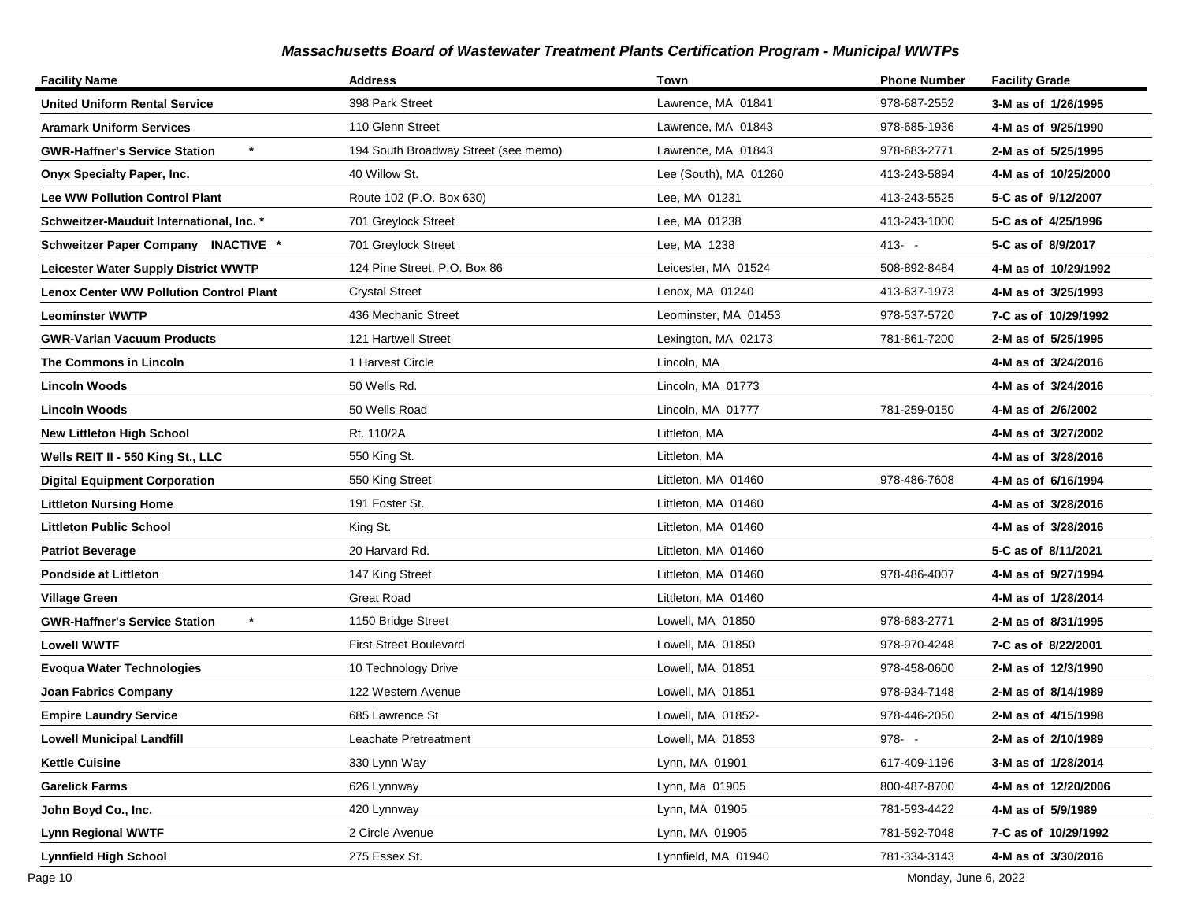## Massachusetts Board of Wastewater Treatment Plants Certification Program - Municipal WWTPs

| Facility Name | Address | Town | Phone Number | Facility Grade |
|---|---|---|---|---|
| **United Uniform Rental Service** | 398 Park Street | Lawrence, MA 01841 | 978-687-2552 | **3-M as of 1/26/1995** |
| **Aramark Uniform Services** | 110 Glenn Street | Lawrence, MA 01843 | 978-685-1936 | **4-M as of 9/25/1990** |
| **GWR-Haffner's Service Station \*** | 194 South Broadway Street (see memo) | Lawrence, MA 01843 | 978-683-2771 | **2-M as of 5/25/1995** |
| **Onyx Specialty Paper, Inc.** | 40 Willow St. | Lee (South), MA 01260 | 413-243-5894 | **4-M as of 10/25/2000** |
| **Lee WW Pollution Control Plant** | Route 102 (P.O. Box 630) | Lee, MA 01231 | 413-243-5525 | **5-C as of 9/12/2007** |
| **Schweitzer-Mauduit International, Inc. \*** | 701 Greylock Street | Lee, MA 01238 | 413-243-1000 | **5-C as of 4/25/1996** |
| **Schweitzer Paper Company INACTIVE \*** | 701 Greylock Street | Lee, MA 1238 | 413- - | **5-C as of 8/9/2017** |
| **Leicester Water Supply District WWTP** | 124 Pine Street, P.O. Box 86 | Leicester, MA 01524 | 508-892-8484 | **4-M as of 10/29/1992** |
| **Lenox Center WW Pollution Control Plant** | Crystal Street | Lenox, MA 01240 | 413-637-1973 | **4-M as of 3/25/1993** |
| **Leominster WWTP** | 436 Mechanic Street | Leominster, MA 01453 | 978-537-5720 | **7-C as of 10/29/1992** |
| **GWR-Varian Vacuum Products** | 121 Hartwell Street | Lexington, MA 02173 | 781-861-7200 | **2-M as of 5/25/1995** |
| **The Commons in Lincoln** | 1 Harvest Circle | Lincoln, MA | | **4-M as of 3/24/2016** |
| **Lincoln Woods** | 50 Wells Rd. | Lincoln, MA 01773 | | **4-M as of 3/24/2016** |
| **Lincoln Woods** | 50 Wells Road | Lincoln, MA 01777 | 781-259-0150 | **4-M as of 2/6/2002** |
| **New Littleton High School** | Rt. 110/2A | Littleton, MA | | **4-M as of 3/27/2002** |
| **Wells REIT II - 550 King St., LLC** | 550 King St. | Littleton, MA | | **4-M as of 3/28/2016** |
| **Digital Equipment Corporation** | 550 King Street | Littleton, MA 01460 | 978-486-7608 | **4-M as of 6/16/1994** |
| **Littleton Nursing Home** | 191 Foster St. | Littleton, MA 01460 | | **4-M as of 3/28/2016** |
| **Littleton Public School** | King St. | Littleton, MA 01460 | | **4-M as of 3/28/2016** |
| **Patriot Beverage** | 20 Harvard Rd. | Littleton, MA 01460 | | **5-C as of 8/11/2021** |
| **Pondside at Littleton** | 147 King Street | Littleton, MA 01460 | 978-486-4007 | **4-M as of 9/27/1994** |
| **Village Green** | Great Road | Littleton, MA 01460 | | **4-M as of 1/28/2014** |
| **GWR-Haffner's Service Station \*** | 1150 Bridge Street | Lowell, MA 01850 | 978-683-2771 | **2-M as of 8/31/1995** |
| **Lowell WWTF** | First Street Boulevard | Lowell, MA 01850 | 978-970-4248 | **7-C as of 8/22/2001** |
| **Evoqua Water Technologies** | 10 Technology Drive | Lowell, MA 01851 | 978-458-0600 | **2-M as of 12/3/1990** |
| **Joan Fabrics Company** | 122 Western Avenue | Lowell, MA 01851 | 978-934-7148 | **2-M as of 8/14/1989** |
| **Empire Laundry Service** | 685 Lawrence St | Lowell, MA 01852- | 978-446-2050 | **2-M as of 4/15/1998** |
| **Lowell Municipal Landfill** | Leachate Pretreatment | Lowell, MA 01853 | 978- - | **2-M as of 2/10/1989** |
| **Kettle Cuisine** | 330 Lynn Way | Lynn, MA 01901 | 617-409-1196 | **3-M as of 1/28/2014** |
| **Garelick Farms** | 626 Lynnway | Lynn, Ma 01905 | 800-487-8700 | **4-M as of 12/20/2006** |
| **John Boyd Co., Inc.** | 420 Lynnway | Lynn, MA 01905 | 781-593-4422 | **4-M as of 5/9/1989** |
| **Lynn Regional WWTF** | 2 Circle Avenue | Lynn, MA 01905 | 781-592-7048 | **7-C as of 10/29/1992** |
| **Lynnfield High School** | 275 Essex St. | Lynnfield, MA 01940 | 781-334-3143 | **4-M as of 3/30/2016** |

Monday, June 6, 2022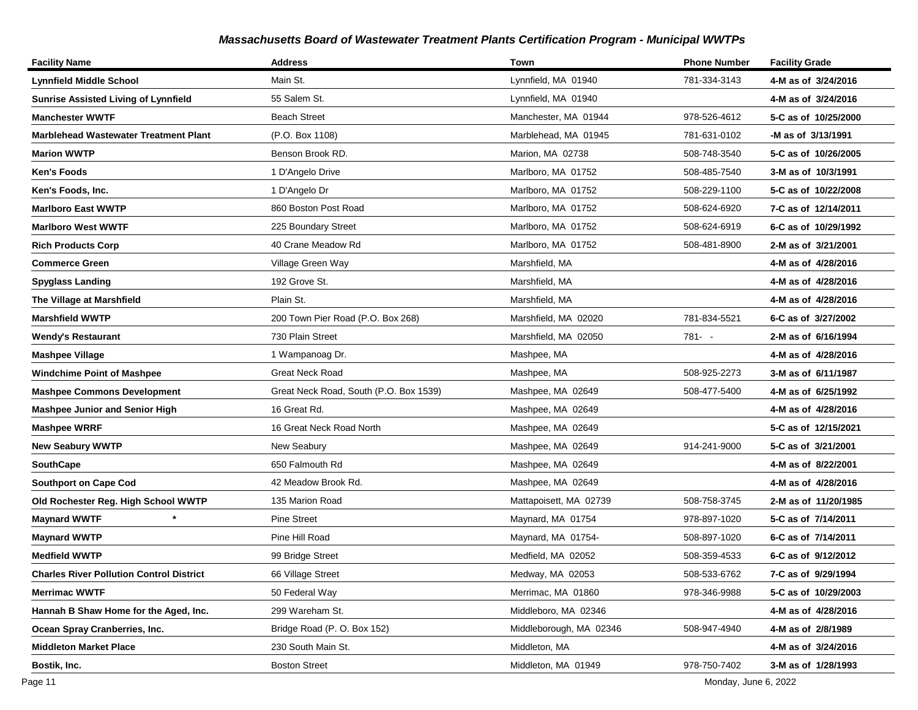## Massachusetts Board of Wastewater Treatment Plants Certification Program - Municipal WWTPs

| Facility Name | Address | Town | Phone Number | Facility Grade |
|---|---|---|---|---|
| **Lynnfield Middle School** | Main St. | Lynnfield, MA 01940 | 781-334-3143 | **4-M as of 3/24/2016** |
| **Sunrise Assisted Living of Lynnfield** | 55 Salem St. | Lynnfield, MA 01940 | | **4-M as of 3/24/2016** |
| **Manchester WWTF** | Beach Street | Manchester, MA 01944 | 978-526-4612 | **5-C as of 10/25/2000** |
| **Marblehead Wastewater Treatment Plant** | (P.O. Box 1108) | Marblehead, MA 01945 | 781-631-0102 | **-M as of 3/13/1991** |
| **Marion WWTP** | Benson Brook RD. | Marion, MA 02738 | 508-748-3540 | **5-C as of 10/26/2005** |
| **Ken's Foods** | 1 D'Angelo Drive | Marlboro, MA 01752 | 508-485-7540 | **3-M as of 10/3/1991** |
| **Ken's Foods, Inc.** | 1 D'Angelo Dr | Marlboro, MA 01752 | 508-229-1100 | **5-C as of 10/22/2008** |
| **Marlboro East WWTP** | 860 Boston Post Road | Marlboro, MA 01752 | 508-624-6920 | **7-C as of 12/14/2011** |
| **Marlboro West WWTF** | 225 Boundary Street | Marlboro, MA 01752 | 508-624-6919 | **6-C as of 10/29/1992** |
| **Rich Products Corp** | 40 Crane Meadow Rd | Marlboro, MA 01752 | 508-481-8900 | **2-M as of 3/21/2001** |
| **Commerce Green** | Village Green Way | Marshfield, MA | | **4-M as of 4/28/2016** |
| **Spyglass Landing** | 192 Grove St. | Marshfield, MA | | **4-M as of 4/28/2016** |
| **The Village at Marshfield** | Plain St. | Marshfield, MA | | **4-M as of 4/28/2016** |
| **Marshfield WWTP** | 200 Town Pier Road (P.O. Box 268) | Marshfield, MA 02020 | 781-834-5521 | **6-C as of 3/27/2002** |
| **Wendy's Restaurant** | 730 Plain Street | Marshfield, MA 02050 | 781- - | **2-M as of 6/16/1994** |
| **Mashpee Village** | 1 Wampanoag Dr. | Mashpee, MA | | **4-M as of 4/28/2016** |
| **Windchime Point of Mashpee** | Great Neck Road | Mashpee, MA | 508-925-2273 | **3-M as of 6/11/1987** |
| **Mashpee Commons Development** | Great Neck Road, South (P.O. Box 1539) | Mashpee, MA 02649 | 508-477-5400 | **4-M as of 6/25/1992** |
| **Mashpee Junior and Senior High** | 16 Great Rd. | Mashpee, MA 02649 | | **4-M as of 4/28/2016** |
| **Mashpee WRRF** | 16 Great Neck Road North | Mashpee, MA 02649 | | **5-C as of 12/15/2021** |
| **New Seabury WWTP** | New Seabury | Mashpee, MA 02649 | 914-241-9000 | **5-C as of 3/21/2001** |
| **SouthCape** | 650 Falmouth Rd | Mashpee, MA 02649 | | **4-M as of 8/22/2001** |
| **Southport on Cape Cod** | 42 Meadow Brook Rd. | Mashpee, MA 02649 | | **4-M as of 4/28/2016** |
| **Old Rochester Reg. High School WWTP** | 135 Marion Road | Mattapoisett, MA 02739 | 508-758-3745 | **2-M as of 11/20/1985** |
| **Maynard WWTF** * | Pine Street | Maynard, MA 01754 | 978-897-1020 | **5-C as of 7/14/2011** |
| **Maynard WWTP** | Pine Hill Road | Maynard, MA 01754- | 508-897-1020 | **6-C as of 7/14/2011** |
| **Medfield WWTP** | 99 Bridge Street | Medfield, MA 02052 | 508-359-4533 | **6-C as of 9/12/2012** |
| **Charles River Pollution Control District** | 66 Village Street | Medway, MA 02053 | 508-533-6762 | **7-C as of 9/29/1994** |
| **Merrimac WWTF** | 50 Federal Way | Merrimac, MA 01860 | 978-346-9988 | **5-C as of 10/29/2003** |
| **Hannah B Shaw Home for the Aged, Inc.** | 299 Wareham St. | Middleboro, MA 02346 | | **4-M as of 4/28/2016** |
| **Ocean Spray Cranberries, Inc.** | Bridge Road (P. O. Box 152) | Middleborough, MA 02346 | 508-947-4940 | **4-M as of 2/8/1989** |
| **Middleton Market Place** | 230 South Main St. | Middleton, MA | | **4-M as of 3/24/2016** |
| **Bostik, Inc.** | Boston Street | Middleton, MA 01949 | 978-750-7402 | **3-M as of 1/28/1993** |

Monday, June 6, 2022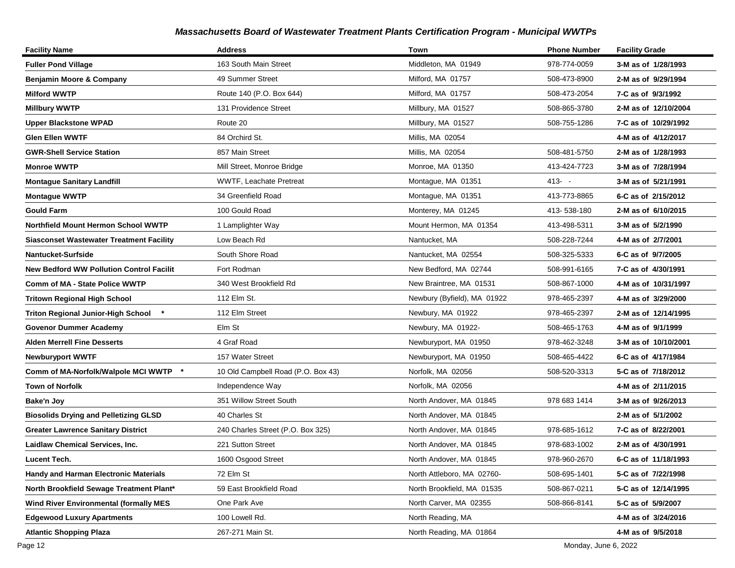## Massachusetts Board of Wastewater Treatment Plants Certification Program - Municipal WWTPs

| Facility Name | Address | Town | Phone Number | Facility Grade |
|---|---|---|---|---|
| **Fuller Pond Village** | 163 South Main Street | Middleton, MA 01949 | 978-774-0059 | **3-M as of 1/28/1993** |
| **Benjamin Moore & Company** | 49 Summer Street | Milford, MA 01757 | 508-473-8900 | **2-M as of 9/29/1994** |
| **Milford WWTP** | Route 140 (P.O. Box 644) | Milford, MA 01757 | 508-473-2054 | **7-C as of 9/3/1992** |
| **Millbury WWTP** | 131 Providence Street | Millbury, MA 01527 | 508-865-3780 | **2-M as of 12/10/2004** |
| **Upper Blackstone WPAD** | Route 20 | Millbury, MA 01527 | 508-755-1286 | **7-C as of 10/29/1992** |
| **Glen Ellen WWTF** | 84 Orchird St. | Millis, MA 02054 | | **4-M as of 4/12/2017** |
| **GWR-Shell Service Station** | 857 Main Street | Millis, MA 02054 | 508-481-5750 | **2-M as of 1/28/1993** |
| **Monroe WWTP** | Mill Street, Monroe Bridge | Monroe, MA 01350 | 413-424-7723 | **3-M as of 7/28/1994** |
| **Montague Sanitary Landfill** | WWTF, Leachate Pretreat | Montague, MA 01351 | 413- - | **3-M as of 5/21/1991** |
| **Montague WWTP** | 34 Greenfield Road | Montague, MA 01351 | 413-773-8865 | **6-C as of 2/15/2012** |
| **Gould Farm** | 100 Gould Road | Monterey, MA 01245 | 413- 538-180 | **2-M as of 6/10/2015** |
| **Northfield Mount Hermon School WWTP** | 1 Lamplighter Way | Mount Hermon, MA 01354 | 413-498-5311 | **3-M as of 5/2/1990** |
| **Siasconset Wastewater Treatment Facility** | Low Beach Rd | Nantucket, MA | 508-228-7244 | **4-M as of 2/7/2001** |
| **Nantucket-Surfside** | South Shore Road | Nantucket, MA 02554 | 508-325-5333 | **6-C as of 9/7/2005** |
| **New Bedford WW Pollution Control Facilit** | Fort Rodman | New Bedford, MA 02744 | 508-991-6165 | **7-C as of 4/30/1991** |
| **Comm of MA - State Police WWTP** | 340 West Brookfield Rd | New Braintree, MA 01531 | 508-867-1000 | **4-M as of 10/31/1997** |
| **Tritown Regional High School** | 112 Elm St. | Newbury (Byfield), MA 01922 | 978-465-2397 | **4-M as of 3/29/2000** |
| **Triton Regional Junior-High School \*** | 112 Elm Street | Newbury, MA 01922 | 978-465-2397 | **2-M as of 12/14/1995** |
| **Govenor Dummer Academy** | Elm St | Newbury, MA 01922- | 508-465-1763 | **4-M as of 9/1/1999** |
| **Alden Merrell Fine Desserts** | 4 Graf Road | Newburyport, MA 01950 | 978-462-3248 | **3-M as of 10/10/2001** |
| **Newburyport WWTF** | 157 Water Street | Newburyport, MA 01950 | 508-465-4422 | **6-C as of 4/17/1984** |
| **Comm of MA-Norfolk/Walpole MCI WWTP \*** | 10 Old Campbell Road (P.O. Box 43) | Norfolk, MA 02056 | 508-520-3313 | **5-C as of 7/18/2012** |
| **Town of Norfolk** | Independence Way | Norfolk, MA 02056 | | **4-M as of 2/11/2015** |
| **Bake'n Joy** | 351 Willow Street South | North Andover, MA 01845 | 978 683 1414 | **3-M as of 9/26/2013** |
| **Biosolids Drying and Pelletizing GLSD** | 40 Charles St | North Andover, MA 01845 | | **2-M as of 5/1/2002** |
| **Greater Lawrence Sanitary District** | 240 Charles Street (P.O. Box 325) | North Andover, MA 01845 | 978-685-1612 | **7-C as of 8/22/2001** |
| **Laidlaw Chemical Services, Inc.** | 221 Sutton Street | North Andover, MA 01845 | 978-683-1002 | **2-M as of 4/30/1991** |
| **Lucent Tech.** | 1600 Osgood Street | North Andover, MA 01845 | 978-960-2670 | **6-C as of 11/18/1993** |
| **Handy and Harman Electronic Materials** | 72 Elm St | North Attleboro, MA 02760- | 508-695-1401 | **5-C as of 7/22/1998** |
| **North Brookfield Sewage Treatment Plant\*** | 59 East Brookfield Road | North Brookfield, MA 01535 | 508-867-0211 | **5-C as of 12/14/1995** |
| **Wind River Environmental (formally MES** | One Park Ave | North Carver, MA 02355 | 508-866-8141 | **5-C as of 5/9/2007** |
| **Edgewood Luxury Apartments** | 100 Lowell Rd. | North Reading, MA | | **4-M as of 3/24/2016** |
| **Atlantic Shopping Plaza** | 267-271 Main St. | North Reading, MA 01864 | | **4-M as of 9/5/2018** |

Monday, June 6, 2022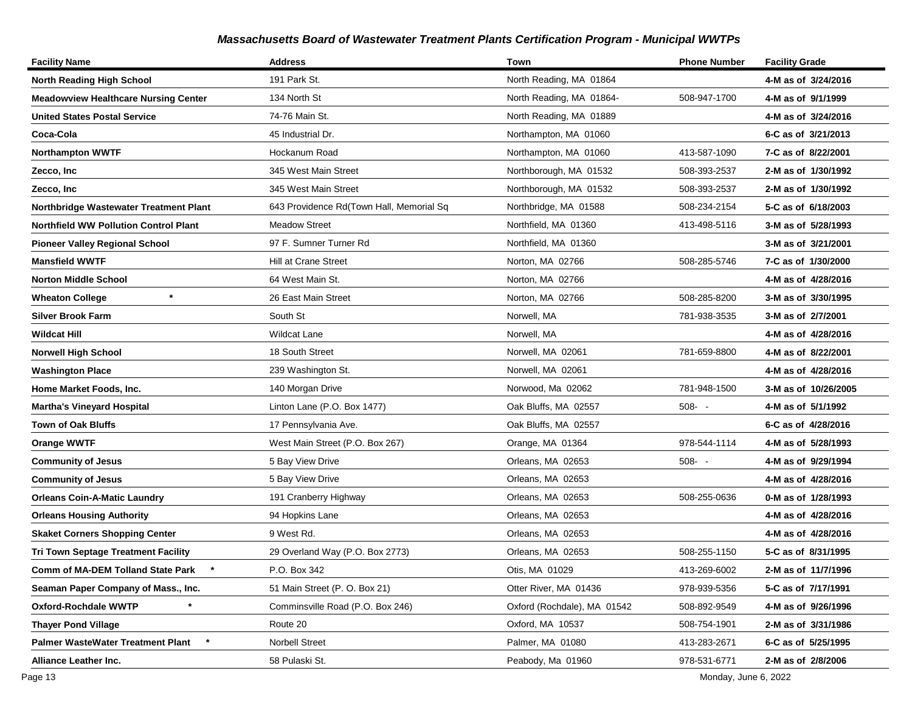## *Massachusetts Board of Wastewater Treatment Plants Certification Program - Municipal WWTPs*

| Facility Name | Address | Town | Phone Number | Facility Grade |
|---|---|---|---|---|
| **North Reading High School** | 191 Park St. | North Reading, MA 01864 | | **4-M as of 3/24/2016** |
| **Meadowview Healthcare Nursing Center** | 134 North St | North Reading, MA 01864- | 508-947-1700 | **4-M as of 9/1/1999** |
| **United States Postal Service** | 74-76 Main St. | North Reading, MA 01889 | | **4-M as of 3/24/2016** |
| **Coca-Cola** | 45 Industrial Dr. | Northampton, MA 01060 | | **6-C as of 3/21/2013** |
| **Northampton WWTF** | Hockanum Road | Northampton, MA 01060 | 413-587-1090 | **7-C as of 8/22/2001** |
| **Zecco, Inc** | 345 West Main Street | Northborough, MA 01532 | 508-393-2537 | **2-M as of 1/30/1992** |
| **Zecco, Inc** | 345 West Main Street | Northborough, MA 01532 | 508-393-2537 | **2-M as of 1/30/1992** |
| **Northbridge Wastewater Treatment Plant** | 643 Providence Rd(Town Hall, Memorial Sq | Northbridge, MA 01588 | 508-234-2154 | **5-C as of 6/18/2003** |
| **Northfield WW Pollution Control Plant** | Meadow Street | Northfield, MA 01360 | 413-498-5116 | **3-M as of 5/28/1993** |
| **Pioneer Valley Regional School** | 97 F. Sumner Turner Rd | Northfield, MA 01360 | | **3-M as of 3/21/2001** |
| **Mansfield WWTF** | Hill at Crane Street | Norton, MA 02766 | 508-285-5746 | **7-C as of 1/30/2000** |
| **Norton Middle School** | 64 West Main St. | Norton, MA 02766 | | **4-M as of 4/28/2016** |
| **Wheaton College** * | 26 East Main Street | Norton, MA 02766 | 508-285-8200 | **3-M as of 3/30/1995** |
| **Silver Brook Farm** | South St | Norwell, MA | 781-938-3535 | **3-M as of 2/7/2001** |
| **Wildcat Hill** | Wildcat Lane | Norwell, MA | | **4-M as of 4/28/2016** |
| **Norwell High School** | 18 South Street | Norwell, MA 02061 | 781-659-8800 | **4-M as of 8/22/2001** |
| **Washington Place** | 239 Washington St. | Norwell, MA 02061 | | **4-M as of 4/28/2016** |
| **Home Market Foods, Inc.** | 140 Morgan Drive | Norwood, Ma 02062 | 781-948-1500 | **3-M as of 10/26/2005** |
| **Martha's Vineyard Hospital** | Linton Lane (P.O. Box 1477) | Oak Bluffs, MA 02557 | 508- - | **4-M as of 5/1/1992** |
| **Town of Oak Bluffs** | 17 Pennsylvania Ave. | Oak Bluffs, MA 02557 | | **6-C as of 4/28/2016** |
| **Orange WWTF** | West Main Street (P.O. Box 267) | Orange, MA 01364 | 978-544-1114 | **4-M as of 5/28/1993** |
| **Community of Jesus** | 5 Bay View Drive | Orleans, MA 02653 | 508- - | **4-M as of 9/29/1994** |
| **Community of Jesus** | 5 Bay View Drive | Orleans, MA 02653 | | **4-M as of 4/28/2016** |
| **Orleans Coin-A-Matic Laundry** | 191 Cranberry Highway | Orleans, MA 02653 | 508-255-0636 | **0-M as of 1/28/1993** |
| **Orleans Housing Authority** | 94 Hopkins Lane | Orleans, MA 02653 | | **4-M as of 4/28/2016** |
| **Skaket Corners Shopping Center** | 9 West Rd. | Orleans, MA 02653 | | **4-M as of 4/28/2016** |
| **Tri Town Septage Treatment Facility** | 29 Overland Way (P.O. Box 2773) | Orleans, MA 02653 | 508-255-1150 | **5-C as of 8/31/1995** |
| **Comm of MA-DEM Tolland State Park** * | P.O. Box 342 | Otis, MA 01029 | 413-269-6002 | **2-M as of 11/7/1996** |
| **Seaman Paper Company of Mass., Inc.** | 51 Main Street (P. O. Box 21) | Otter River, MA 01436 | 978-939-5356 | **5-C as of 7/17/1991** |
| **Oxford-Rochdale WWTP** * | Comminsville Road (P.O. Box 246) | Oxford (Rochdale), MA 01542 | 508-892-9549 | **4-M as of 9/26/1996** |
| **Thayer Pond Village** | Route 20 | Oxford, MA 10537 | 508-754-1901 | **2-M as of 3/31/1986** |
| **Palmer WasteWater Treatment Plant** * | Norbell Street | Palmer, MA 01080 | 413-283-2671 | **6-C as of 5/25/1995** |
| **Alliance Leather Inc.** | 58 Pulaski St. | Peabody, Ma 01960 | 978-531-6771 | **2-M as of 2/8/2006** |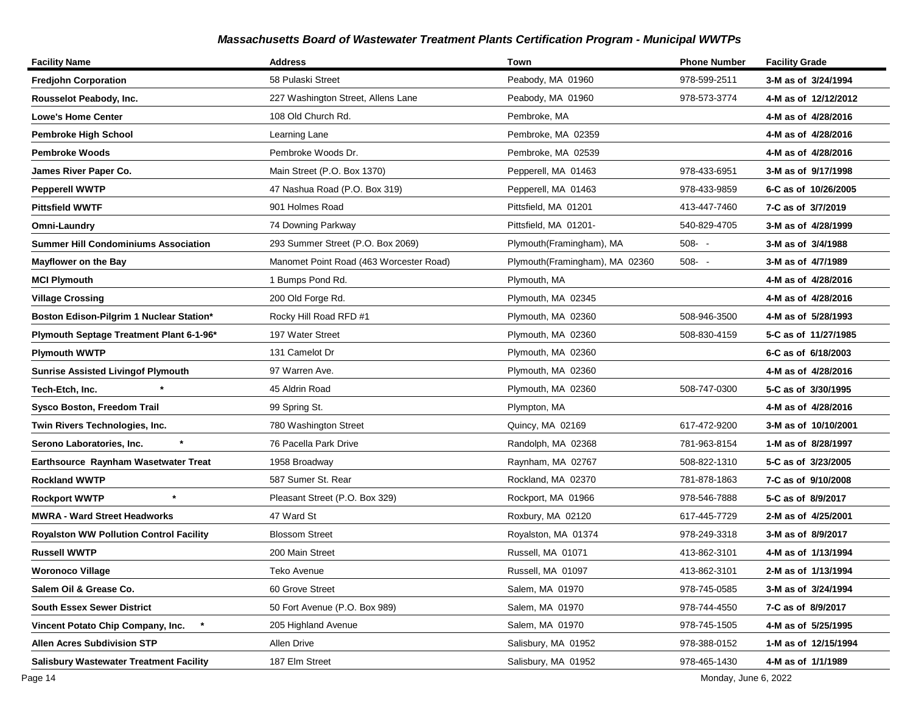## Massachusetts Board of Wastewater Treatment Plants Certification Program - Municipal WWTPs

| Facility Name | Address | Town | Phone Number | Facility Grade |
|---|---|---|---|---|
| **Fredjohn Corporation** | 58 Pulaski Street | Peabody, MA 01960 | 978-599-2511 | **3-M as of 3/24/1994** |
| **Rousselot Peabody, Inc.** | 227 Washington Street, Allens Lane | Peabody, MA 01960 | 978-573-3774 | **4-M as of 12/12/2012** |
| **Lowe's Home Center** | 108 Old Church Rd. | Pembroke, MA | | **4-M as of 4/28/2016** |
| **Pembroke High School** | Learning Lane | Pembroke, MA 02359 | | **4-M as of 4/28/2016** |
| **Pembroke Woods** | Pembroke Woods Dr. | Pembroke, MA 02539 | | **4-M as of 4/28/2016** |
| **James River Paper Co.** | Main Street (P.O. Box 1370) | Pepperell, MA 01463 | 978-433-6951 | **3-M as of 9/17/1998** |
| **Pepperell WWTP** | 47 Nashua Road (P.O. Box 319) | Pepperell, MA 01463 | 978-433-9859 | **6-C as of 10/26/2005** |
| **Pittsfield WWTF** | 901 Holmes Road | Pittsfield, MA 01201 | 413-447-7460 | **7-C as of 3/7/2019** |
| **Omni-Laundry** | 74 Downing Parkway | Pittsfield, MA 01201- | 540-829-4705 | **3-M as of 4/28/1999** |
| **Summer Hill Condominiums Association** | 293 Summer Street (P.O. Box 2069) | Plymouth(Framingham), MA | 508- - | **3-M as of 3/4/1988** |
| **Mayflower on the Bay** | Manomet Point Road (463 Worcester Road) | Plymouth(Framingham), MA 02360 | 508- - | **3-M as of 4/7/1989** |
| **MCI Plymouth** | 1 Bumps Pond Rd. | Plymouth, MA | | **4-M as of 4/28/2016** |
| **Village Crossing** | 200 Old Forge Rd. | Plymouth, MA 02345 | | **4-M as of 4/28/2016** |
| **Boston Edison-Pilgrim 1 Nuclear Station*** | Rocky Hill Road RFD #1 | Plymouth, MA 02360 | 508-946-3500 | **4-M as of 5/28/1993** |
| **Plymouth Septage Treatment Plant 6-1-96*** | 197 Water Street | Plymouth, MA 02360 | 508-830-4159 | **5-C as of 11/27/1985** |
| **Plymouth WWTP** | 131 Camelot Dr | Plymouth, MA 02360 | | **6-C as of 6/18/2003** |
| **Sunrise Assisted Livingof Plymouth** | 97 Warren Ave. | Plymouth, MA 02360 | | **4-M as of 4/28/2016** |
| **Tech-Etch, Inc. *** | 45 Aldrin Road | Plymouth, MA 02360 | 508-747-0300 | **5-C as of 3/30/1995** |
| **Sysco Boston, Freedom Trail** | 99 Spring St. | Plympton, MA | | **4-M as of 4/28/2016** |
| **Twin Rivers Technologies, Inc.** | 780 Washington Street | Quincy, MA 02169 | 617-472-9200 | **3-M as of 10/10/2001** |
| **Serono Laboratories, Inc. *** | 76 Pacella Park Drive | Randolph, MA 02368 | 781-963-8154 | **1-M as of 8/28/1997** |
| **Earthsource Raynham Wasetwater Treat** | 1958 Broadway | Raynham, MA 02767 | 508-822-1310 | **5-C as of 3/23/2005** |
| **Rockland WWTP** | 587 Sumer St. Rear | Rockland, MA 02370 | 781-878-1863 | **7-C as of 9/10/2008** |
| **Rockport WWTP *** | Pleasant Street (P.O. Box 329) | Rockport, MA 01966 | 978-546-7888 | **5-C as of 8/9/2017** |
| **MWRA - Ward Street Headworks** | 47 Ward St | Roxbury, MA 02120 | 617-445-7729 | **2-M as of 4/25/2001** |
| **Royalston WW Pollution Control Facility** | Blossom Street | Royalston, MA 01374 | 978-249-3318 | **3-M as of 8/9/2017** |
| **Russell WWTP** | 200 Main Street | Russell, MA 01071 | 413-862-3101 | **4-M as of 1/13/1994** |
| **Woronoco Village** | Teko Avenue | Russell, MA 01097 | 413-862-3101 | **2-M as of 1/13/1994** |
| **Salem Oil & Grease Co.** | 60 Grove Street | Salem, MA 01970 | 978-745-0585 | **3-M as of 3/24/1994** |
| **South Essex Sewer District** | 50 Fort Avenue (P.O. Box 989) | Salem, MA 01970 | 978-744-4550 | **7-C as of 8/9/2017** |
| **Vincent Potato Chip Company, Inc. *** | 205 Highland Avenue | Salem, MA 01970 | 978-745-1505 | **4-M as of 5/25/1995** |
| **Allen Acres Subdivision STP** | Allen Drive | Salisbury, MA 01952 | 978-388-0152 | **1-M as of 12/15/1994** |
| **Salisbury Wastewater Treatment Facility** | 187 Elm Street | Salisbury, MA 01952 | 978-465-1430 | **4-M as of 1/1/1989** |

Monday, June 6, 2022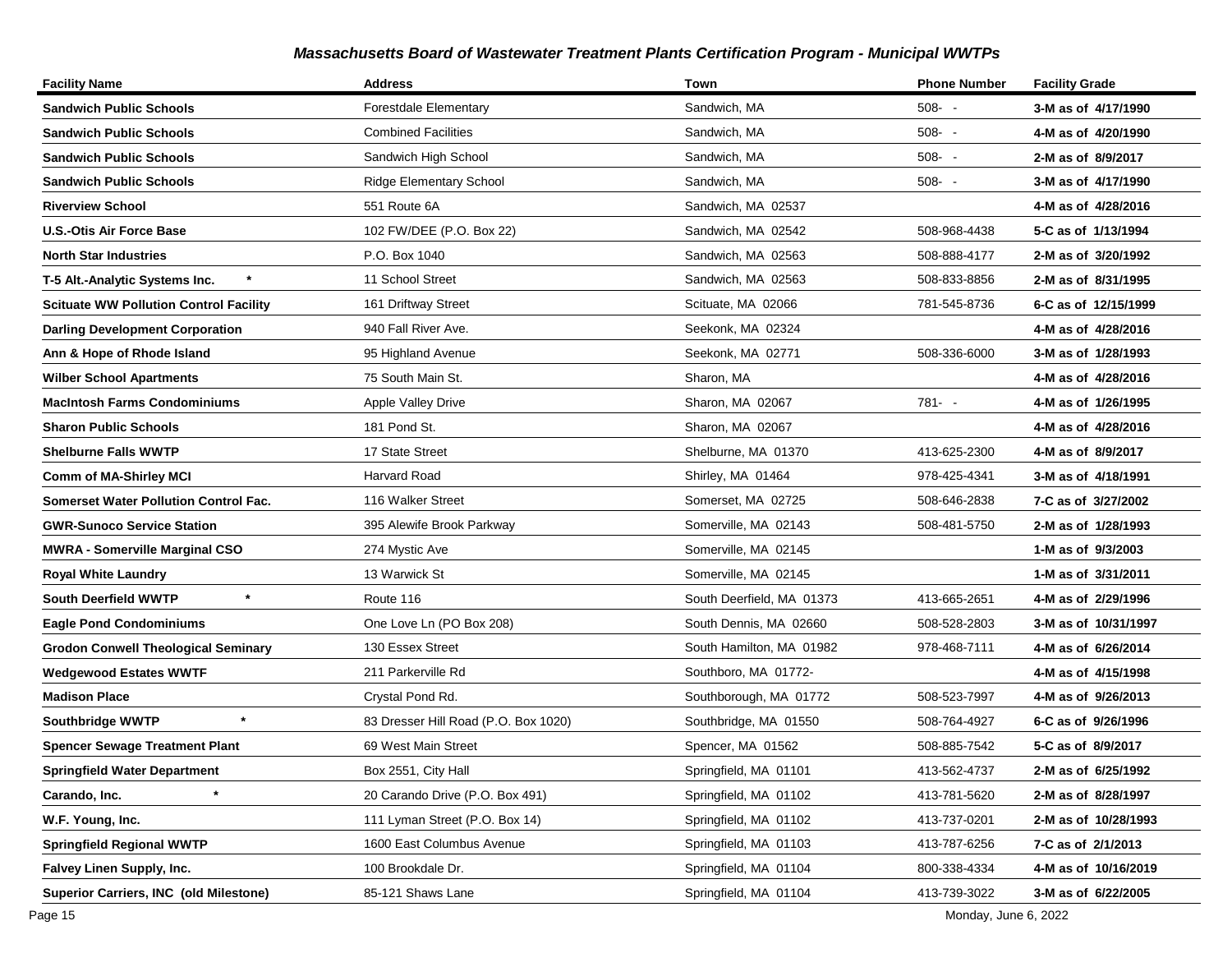### Massachusetts Board of Wastewater Treatment Plants Certification Program - Municipal WWTPs

| Facility Name | Address | Town | Phone Number | Facility Grade |
|---|---|---|---|---|
| **Sandwich Public Schools** | Forestdale Elementary | Sandwich, MA | 508- - | **3-M as of 4/17/1990** |
| **Sandwich Public Schools** | Combined Facilities | Sandwich, MA | 508- - | **4-M as of 4/20/1990** |
| **Sandwich Public Schools** | Sandwich High School | Sandwich, MA | 508- - | **2-M as of 8/9/2017** |
| **Sandwich Public Schools** | Ridge Elementary School | Sandwich, MA | 508- - | **3-M as of 4/17/1990** |
| **Riverview School** | 551 Route 6A | Sandwich, MA 02537 | | **4-M as of 4/28/2016** |
| **U.S.-Otis Air Force Base** | 102 FW/DEE (P.O. Box 22) | Sandwich, MA 02542 | 508-968-4438 | **5-C as of 1/13/1994** |
| **North Star Industries** | P.O. Box 1040 | Sandwich, MA 02563 | 508-888-4177 | **2-M as of 3/20/1992** |
| **T-5 Alt.-Analytic Systems Inc. \*** | 11 School Street | Sandwich, MA 02563 | 508-833-8856 | **2-M as of 8/31/1995** |
| **Scituate WW Pollution Control Facility** | 161 Driftway Street | Scituate, MA 02066 | 781-545-8736 | **6-C as of 12/15/1999** |
| **Darling Development Corporation** | 940 Fall River Ave. | Seekonk, MA 02324 | | **4-M as of 4/28/2016** |
| **Ann & Hope of Rhode Island** | 95 Highland Avenue | Seekonk, MA 02771 | 508-336-6000 | **3-M as of 1/28/1993** |
| **Wilber School Apartments** | 75 South Main St. | Sharon, MA | | **4-M as of 4/28/2016** |
| **MacIntosh Farms Condominiums** | Apple Valley Drive | Sharon, MA 02067 | 781- - | **4-M as of 1/26/1995** |
| **Sharon Public Schools** | 181 Pond St. | Sharon, MA 02067 | | **4-M as of 4/28/2016** |
| **Shelburne Falls WWTP** | 17 State Street | Shelburne, MA 01370 | 413-625-2300 | **4-M as of 8/9/2017** |
| **Comm of MA-Shirley MCI** | Harvard Road | Shirley, MA 01464 | 978-425-4341 | **3-M as of 4/18/1991** |
| **Somerset Water Pollution Control Fac.** | 116 Walker Street | Somerset, MA 02725 | 508-646-2838 | **7-C as of 3/27/2002** |
| **GWR-Sunoco Service Station** | 395 Alewife Brook Parkway | Somerville, MA 02143 | 508-481-5750 | **2-M as of 1/28/1993** |
| **MWRA - Somerville Marginal CSO** | 274 Mystic Ave | Somerville, MA 02145 | | **1-M as of 9/3/2003** |
| **Royal White Laundry** | 13 Warwick St | Somerville, MA 02145 | | **1-M as of 3/31/2011** |
| **South Deerfield WWTP \*** | Route 116 | South Deerfield, MA 01373 | 413-665-2651 | **4-M as of 2/29/1996** |
| **Eagle Pond Condominiums** | One Love Ln (PO Box 208) | South Dennis, MA 02660 | 508-528-2803 | **3-M as of 10/31/1997** |
| **Grodon Conwell Theological Seminary** | 130 Essex Street | South Hamilton, MA 01982 | 978-468-7111 | **4-M as of 6/26/2014** |
| **Wedgewood Estates WWTF** | 211 Parkerville Rd | Southboro, MA 01772- | | **4-M as of 4/15/1998** |
| **Madison Place** | Crystal Pond Rd. | Southborough, MA 01772 | 508-523-7997 | **4-M as of 9/26/2013** |
| **Southbridge WWTP \*** | 83 Dresser Hill Road (P.O. Box 1020) | Southbridge, MA 01550 | 508-764-4927 | **6-C as of 9/26/1996** |
| **Spencer Sewage Treatment Plant** | 69 West Main Street | Spencer, MA 01562 | 508-885-7542 | **5-C as of 8/9/2017** |
| **Springfield Water Department** | Box 2551, City Hall | Springfield, MA 01101 | 413-562-4737 | **2-M as of 6/25/1992** |
| **Carando, Inc. \*** | 20 Carando Drive (P.O. Box 491) | Springfield, MA 01102 | 413-781-5620 | **2-M as of 8/28/1997** |
| **W.F. Young, Inc.** | 111 Lyman Street (P.O. Box 14) | Springfield, MA 01102 | 413-737-0201 | **2-M as of 10/28/1993** |
| **Springfield Regional WWTP** | 1600 East Columbus Avenue | Springfield, MA 01103 | 413-787-6256 | **7-C as of 2/1/2013** |
| **Falvey Linen Supply, Inc.** | 100 Brookdale Dr. | Springfield, MA 01104 | 800-338-4334 | **4-M as of 10/16/2019** |
| **Superior Carriers, INC (old Milestone)** | 85-121 Shaws Lane | Springfield, MA 01104 | 413-739-3022 | **3-M as of 6/22/2005** |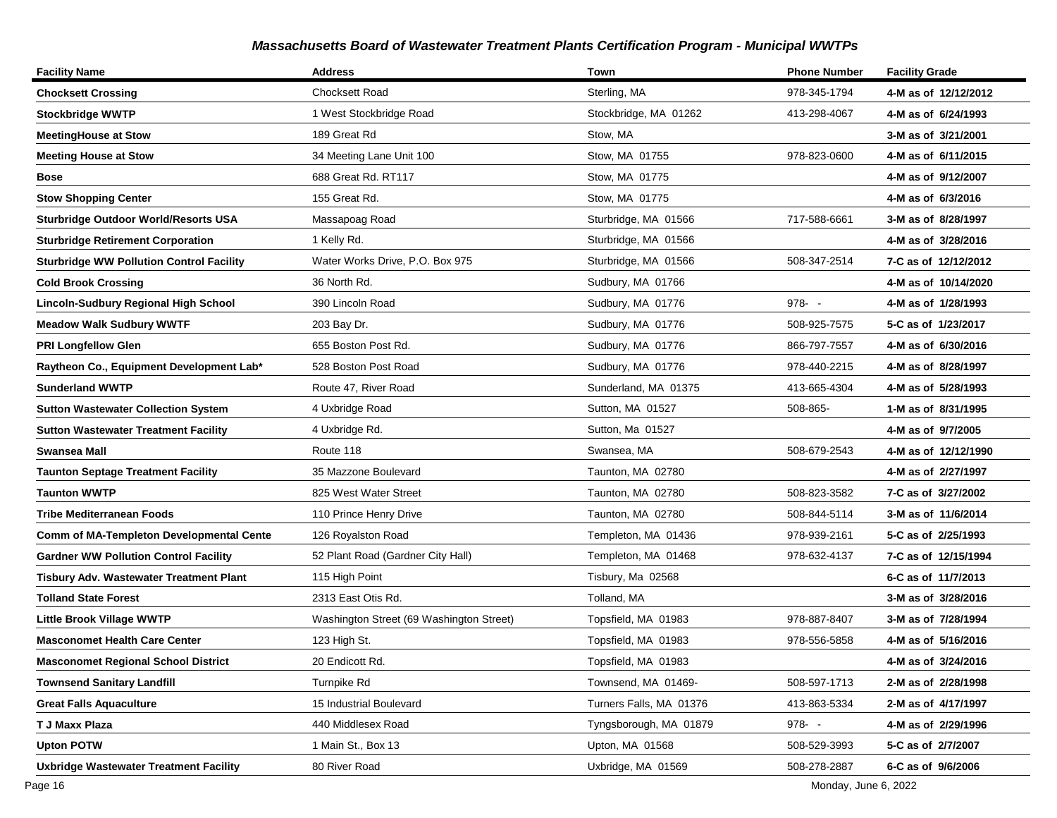## *Massachusetts Board of Wastewater Treatment Plants Certification Program - Municipal WWTPs*

| Facility Name | Address | Town | Phone Number | Facility Grade |
|---|---|---|---|---|
| **Chocksett Crossing** | Chocksett Road | Sterling, MA | 978-345-1794 | **4-M as of 12/12/2012** |
| **Stockbridge WWTP** | 1 West Stockbridge Road | Stockbridge, MA 01262 | 413-298-4067 | **4-M as of 6/24/1993** |
| **MeetingHouse at Stow** | 189 Great Rd | Stow, MA | | **3-M as of 3/21/2001** |
| **Meeting House at Stow** | 34 Meeting Lane Unit 100 | Stow, MA 01755 | 978-823-0600 | **4-M as of 6/11/2015** |
| **Bose** | 688 Great Rd. RT117 | Stow, MA 01775 | | **4-M as of 9/12/2007** |
| **Stow Shopping Center** | 155 Great Rd. | Stow, MA 01775 | | **4-M as of 6/3/2016** |
| **Sturbridge Outdoor World/Resorts USA** | Massapoag Road | Sturbridge, MA 01566 | 717-588-6661 | **3-M as of 8/28/1997** |
| **Sturbridge Retirement Corporation** | 1 Kelly Rd. | Sturbridge, MA 01566 | | **4-M as of 3/28/2016** |
| **Sturbridge WW Pollution Control Facility** | Water Works Drive, P.O. Box 975 | Sturbridge, MA 01566 | 508-347-2514 | **7-C as of 12/12/2012** |
| **Cold Brook Crossing** | 36 North Rd. | Sudbury, MA 01766 | | **4-M as of 10/14/2020** |
| **Lincoln-Sudbury Regional High School** | 390 Lincoln Road | Sudbury, MA 01776 | 978- - | **4-M as of 1/28/1993** |
| **Meadow Walk Sudbury WWTF** | 203 Bay Dr. | Sudbury, MA 01776 | 508-925-7575 | **5-C as of 1/23/2017** |
| **PRI Longfellow Glen** | 655 Boston Post Rd. | Sudbury, MA 01776 | 866-797-7557 | **4-M as of 6/30/2016** |
| **Raytheon Co., Equipment Development Lab*** | 528 Boston Post Road | Sudbury, MA 01776 | 978-440-2215 | **4-M as of 8/28/1997** |
| **Sunderland WWTP** | Route 47, River Road | Sunderland, MA 01375 | 413-665-4304 | **4-M as of 5/28/1993** |
| **Sutton Wastewater Collection System** | 4 Uxbridge Road | Sutton, MA 01527 | 508-865- | **1-M as of 8/31/1995** |
| **Sutton Wastewater Treatment Facility** | 4 Uxbridge Rd. | Sutton, Ma 01527 | | **4-M as of 9/7/2005** |
| **Swansea Mall** | Route 118 | Swansea, MA | 508-679-2543 | **4-M as of 12/12/1990** |
| **Taunton Septage Treatment Facility** | 35 Mazzone Boulevard | Taunton, MA 02780 | | **4-M as of 2/27/1997** |
| **Taunton WWTP** | 825 West Water Street | Taunton, MA 02780 | 508-823-3582 | **7-C as of 3/27/2002** |
| **Tribe Mediterranean Foods** | 110 Prince Henry Drive | Taunton, MA 02780 | 508-844-5114 | **3-M as of 11/6/2014** |
| **Comm of MA-Templeton Developmental Cente** | 126 Royalston Road | Templeton, MA 01436 | 978-939-2161 | **5-C as of 2/25/1993** |
| **Gardner WW Pollution Control Facility** | 52 Plant Road (Gardner City Hall) | Templeton, MA 01468 | 978-632-4137 | **7-C as of 12/15/1994** |
| **Tisbury Adv. Wastewater Treatment Plant** | 115 High Point | Tisbury, Ma 02568 | | **6-C as of 11/7/2013** |
| **Tolland State Forest** | 2313 East Otis Rd. | Tolland, MA | | **3-M as of 3/28/2016** |
| **Little Brook Village WWTP** | Washington Street (69 Washington Street) | Topsfield, MA 01983 | 978-887-8407 | **3-M as of 7/28/1994** |
| **Masconomet Health Care Center** | 123 High St. | Topsfield, MA 01983 | 978-556-5858 | **4-M as of 5/16/2016** |
| **Masconomet Regional School District** | 20 Endicott Rd. | Topsfield, MA 01983 | | **4-M as of 3/24/2016** |
| **Townsend Sanitary Landfill** | Turnpike Rd | Townsend, MA 01469- | 508-597-1713 | **2-M as of 2/28/1998** |
| **Great Falls Aquaculture** | 15 Industrial Boulevard | Turners Falls, MA 01376 | 413-863-5334 | **2-M as of 4/17/1997** |
| **T J Maxx Plaza** | 440 Middlesex Road | Tyngsborough, MA 01879 | 978- - | **4-M as of 2/29/1996** |
| **Upton POTW** | 1 Main St., Box 13 | Upton, MA 01568 | 508-529-3993 | **5-C as of 2/7/2007** |
| **Uxbridge Wastewater Treatment Facility** | 80 River Road | Uxbridge, MA 01569 | 508-278-2887 | **6-C as of 9/6/2006** |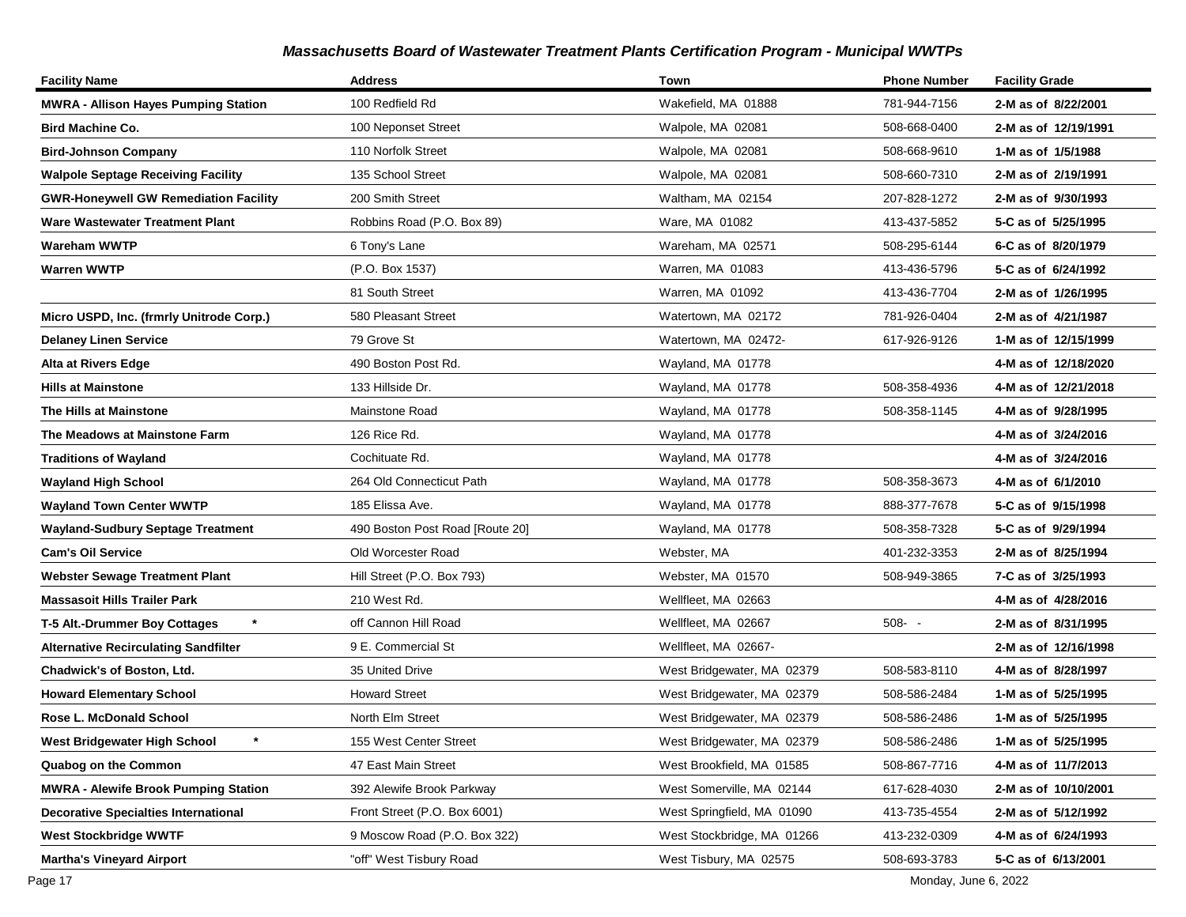# Massachusetts Board of Wastewater Treatment Plants Certification Program - Municipal WWTPs

| Facility Name | Address | Town | Phone Number | Facility Grade |
|---|---|---|---|---|
| **MWRA - Allison Hayes Pumping Station** | 100 Redfield Rd | Wakefield, MA 01888 | 781-944-7156 | **2-M as of 8/22/2001** |
| **Bird Machine Co.** | 100 Neponset Street | Walpole, MA 02081 | 508-668-0400 | **2-M as of 12/19/1991** |
| **Bird-Johnson Company** | 110 Norfolk Street | Walpole, MA 02081 | 508-668-9610 | **1-M as of 1/5/1988** |
| **Walpole Septage Receiving Facility** | 135 School Street | Walpole, MA 02081 | 508-660-7310 | **2-M as of 2/19/1991** |
| **GWR-Honeywell GW Remediation Facility** | 200 Smith Street | Waltham, MA 02154 | 207-828-1272 | **2-M as of 9/30/1993** |
| **Ware Wastewater Treatment Plant** | Robbins Road (P.O. Box 89) | Ware, MA 01082 | 413-437-5852 | **5-C as of 5/25/1995** |
| **Wareham WWTP** | 6 Tony's Lane | Wareham, MA 02571 | 508-295-6144 | **6-C as of 8/20/1979** |
| **Warren WWTP** | (P.O. Box 1537) | Warren, MA 01083 | 413-436-5796 | **5-C as of 6/24/1992** |
| | 81 South Street | Warren, MA 01092 | 413-436-7704 | **2-M as of 1/26/1995** |
| **Micro USPD, Inc. (frmrly Unitrode Corp.)** | 580 Pleasant Street | Watertown, MA 02172 | 781-926-0404 | **2-M as of 4/21/1987** |
| **Delaney Linen Service** | 79 Grove St | Watertown, MA 02472- | 617-926-9126 | **1-M as of 12/15/1999** |
| **Alta at Rivers Edge** | 490 Boston Post Rd. | Wayland, MA 01778 | | **4-M as of 12/18/2020** |
| **Hills at Mainstone** | 133 Hillside Dr. | Wayland, MA 01778 | 508-358-4936 | **4-M as of 12/21/2018** |
| **The Hills at Mainstone** | Mainstone Road | Wayland, MA 01778 | 508-358-1145 | **4-M as of 9/28/1995** |
| **The Meadows at Mainstone Farm** | 126 Rice Rd. | Wayland, MA 01778 | | **4-M as of 3/24/2016** |
| **Traditions of Wayland** | Cochituate Rd. | Wayland, MA 01778 | | **4-M as of 3/24/2016** |
| **Wayland High School** | 264 Old Connecticut Path | Wayland, MA 01778 | 508-358-3673 | **4-M as of 6/1/2010** |
| **Wayland Town Center WWTP** | 185 Elissa Ave. | Wayland, MA 01778 | 888-377-7678 | **5-C as of 9/15/1998** |
| **Wayland-Sudbury Septage Treatment** | 490 Boston Post Road [Route 20] | Wayland, MA 01778 | 508-358-7328 | **5-C as of 9/29/1994** |
| **Cam's Oil Service** | Old Worcester Road | Webster, MA | 401-232-3353 | **2-M as of 8/25/1994** |
| **Webster Sewage Treatment Plant** | Hill Street (P.O. Box 793) | Webster, MA 01570 | 508-949-3865 | **7-C as of 3/25/1993** |
| **Massasoit Hills Trailer Park** | 210 West Rd. | Wellfleet, MA 02663 | | **4-M as of 4/28/2016** |
| **T-5 Alt.-Drummer Boy Cottages** * | off Cannon Hill Road | Wellfleet, MA 02667 | 508- - | **2-M as of 8/31/1995** |
| **Alternative Recirculating Sandfilter** | 9 E. Commercial St | Wellfleet, MA 02667- | | **2-M as of 12/16/1998** |
| **Chadwick's of Boston, Ltd.** | 35 United Drive | West Bridgewater, MA 02379 | 508-583-8110 | **4-M as of 8/28/1997** |
| **Howard Elementary School** | Howard Street | West Bridgewater, MA 02379 | 508-586-2484 | **1-M as of 5/25/1995** |
| **Rose L. McDonald School** | North Elm Street | West Bridgewater, MA 02379 | 508-586-2486 | **1-M as of 5/25/1995** |
| **West Bridgewater High School** * | 155 West Center Street | West Bridgewater, MA 02379 | 508-586-2486 | **1-M as of 5/25/1995** |
| **Quabog on the Common** | 47 East Main Street | West Brookfield, MA 01585 | 508-867-7716 | **4-M as of 11/7/2013** |
| **MWRA - Alewife Brook Pumping Station** | 392 Alewife Brook Parkway | West Somerville, MA 02144 | 617-628-4030 | **2-M as of 10/10/2001** |
| **Decorative Specialties International** | Front Street (P.O. Box 6001) | West Springfield, MA 01090 | 413-735-4554 | **2-M as of 5/12/1992** |
| **West Stockbridge WWTF** | 9 Moscow Road (P.O. Box 322) | West Stockbridge, MA 01266 | 413-232-0309 | **4-M as of 6/24/1993** |
| **Martha's Vineyard Airport** | "off" West Tisbury Road | West Tisbury, MA 02575 | 508-693-3783 | **5-C as of 6/13/2001** |

Monday, June 6, 2022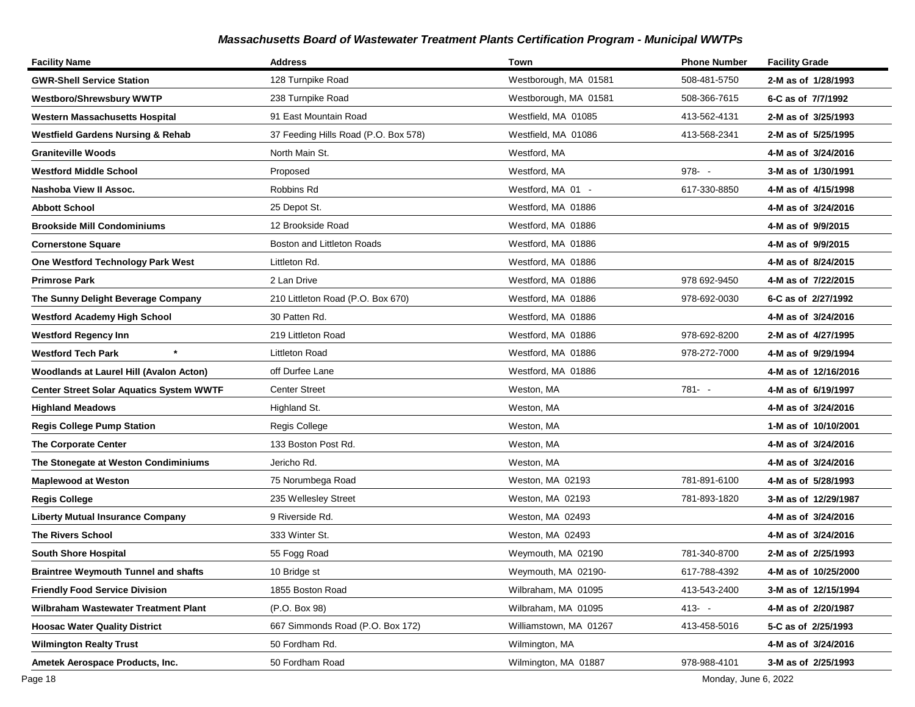## *Massachusetts Board of Wastewater Treatment Plants Certification Program - Municipal WWTPs*

| Facility Name | Address | Town | Phone Number | Facility Grade |
|---|---|---|---|---|
| **GWR-Shell Service Station** | 128 Turnpike Road | Westborough, MA 01581 | 508-481-5750 | **2-M as of 1/28/1993** |
| **Westboro/Shrewsbury WWTP** | 238 Turnpike Road | Westborough, MA 01581 | 508-366-7615 | **6-C as of 7/7/1992** |
| **Western Massachusetts Hospital** | 91 East Mountain Road | Westfield, MA 01085 | 413-562-4131 | **2-M as of 3/25/1993** |
| **Westfield Gardens Nursing & Rehab** | 37 Feeding Hills Road (P.O. Box 578) | Westfield, MA 01086 | 413-568-2341 | **2-M as of 5/25/1995** |
| **Graniteville Woods** | North Main St. | Westford, MA | | **4-M as of 3/24/2016** |
| **Westford Middle School** | Proposed | Westford, MA | 978- - | **3-M as of 1/30/1991** |
| **Nashoba View II Assoc.** | Robbins Rd | Westford, MA 01 - | 617-330-8850 | **4-M as of 4/15/1998** |
| **Abbott School** | 25 Depot St. | Westford, MA 01886 | | **4-M as of 3/24/2016** |
| **Brookside Mill Condominiums** | 12 Brookside Road | Westford, MA 01886 | | **4-M as of 9/9/2015** |
| **Cornerstone Square** | Boston and Littleton Roads | Westford, MA 01886 | | **4-M as of 9/9/2015** |
| **One Westford Technology Park West** | Littleton Rd. | Westford, MA 01886 | | **4-M as of 8/24/2015** |
| **Primrose Park** | 2 Lan Drive | Westford, MA 01886 | 978 692-9450 | **4-M as of 7/22/2015** |
| **The Sunny Delight Beverage Company** | 210 Littleton Road (P.O. Box 670) | Westford, MA 01886 | 978-692-0030 | **6-C as of 2/27/1992** |
| **Westford Academy High School** | 30 Patten Rd. | Westford, MA 01886 | | **4-M as of 3/24/2016** |
| **Westford Regency Inn** | 219 Littleton Road | Westford, MA 01886 | 978-692-8200 | **2-M as of 4/27/1995** |
| **Westford Tech Park \*** | Littleton Road | Westford, MA 01886 | 978-272-7000 | **4-M as of 9/29/1994** |
| **Woodlands at Laurel Hill (Avalon Acton)** | off Durfee Lane | Westford, MA 01886 | | **4-M as of 12/16/2016** |
| **Center Street Solar Aquatics System WWTF** | Center Street | Weston, MA | 781- - | **4-M as of 6/19/1997** |
| **Highland Meadows** | Highland St. | Weston, MA | | **4-M as of 3/24/2016** |
| **Regis College Pump Station** | Regis College | Weston, MA | | **1-M as of 10/10/2001** |
| **The Corporate Center** | 133 Boston Post Rd. | Weston, MA | | **4-M as of 3/24/2016** |
| **The Stonegate at Weston Condiminiums** | Jericho Rd. | Weston, MA | | **4-M as of 3/24/2016** |
| **Maplewood at Weston** | 75 Norumbega Road | Weston, MA 02193 | 781-891-6100 | **4-M as of 5/28/1993** |
| **Regis College** | 235 Wellesley Street | Weston, MA 02193 | 781-893-1820 | **3-M as of 12/29/1987** |
| **Liberty Mutual Insurance Company** | 9 Riverside Rd. | Weston, MA 02493 | | **4-M as of 3/24/2016** |
| **The Rivers School** | 333 Winter St. | Weston, MA 02493 | | **4-M as of 3/24/2016** |
| **South Shore Hospital** | 55 Fogg Road | Weymouth, MA 02190 | 781-340-8700 | **2-M as of 2/25/1993** |
| **Braintree Weymouth Tunnel and shafts** | 10 Bridge st | Weymouth, MA 02190- | 617-788-4392 | **4-M as of 10/25/2000** |
| **Friendly Food Service Division** | 1855 Boston Road | Wilbraham, MA 01095 | 413-543-2400 | **3-M as of 12/15/1994** |
| **Wilbraham Wastewater Treatment Plant** | (P.O. Box 98) | Wilbraham, MA 01095 | 413- - | **4-M as of 2/20/1987** |
| **Hoosac Water Quality District** | 667 Simmonds Road (P.O. Box 172) | Williamstown, MA 01267 | 413-458-5016 | **5-C as of 2/25/1993** |
| **Wilmington Realty Trust** | 50 Fordham Rd. | Wilmington, MA | | **4-M as of 3/24/2016** |
| **Ametek Aerospace Products, Inc.** | 50 Fordham Road | Wilmington, MA 01887 | 978-988-4101 | **3-M as of 2/25/1993** |

Monday, June 6, 2022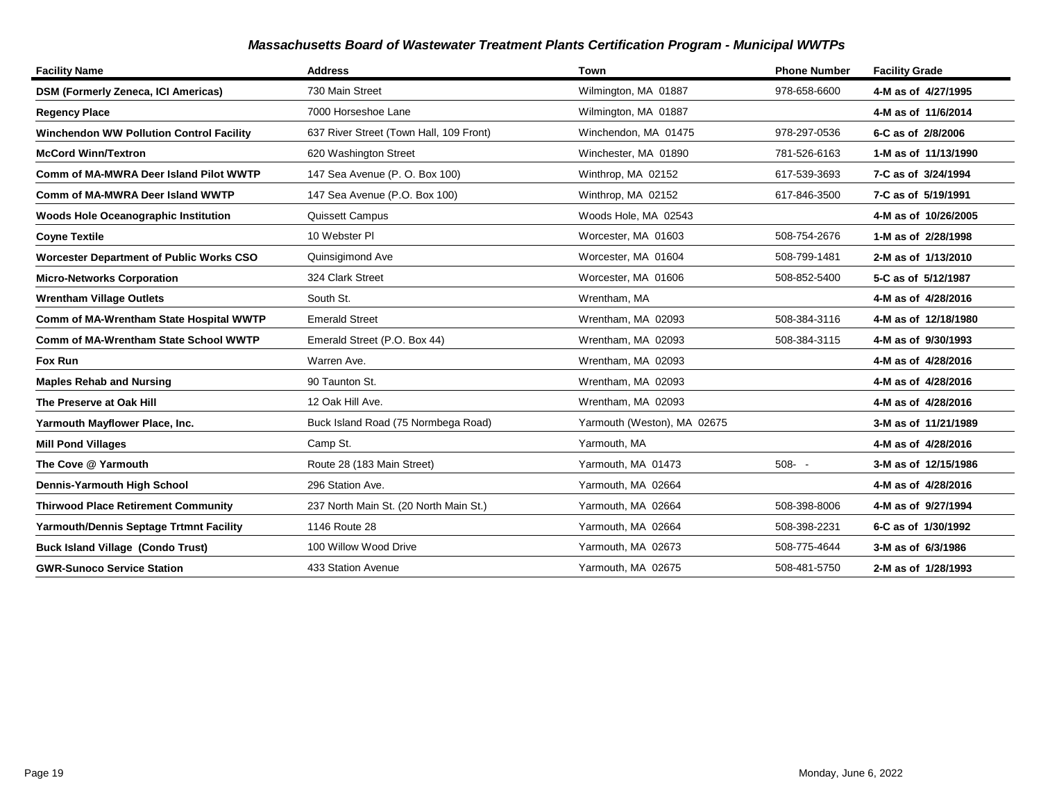## *Massachusetts Board of Wastewater Treatment Plants Certification Program - Municipal WWTPs*

| Facility Name | Address | Town | Phone Number | Facility Grade |
|---|---|---|---|---|
| **DSM (Formerly Zeneca, ICI Americas)** | 730 Main Street | Wilmington, MA 01887 | 978-658-6600 | **4-M as of 4/27/1995** |
| **Regency Place** | 7000 Horseshoe Lane | Wilmington, MA 01887 | | **4-M as of 11/6/2014** |
| **Winchendon WW Pollution Control Facility** | 637 River Street (Town Hall, 109 Front) | Winchendon, MA 01475 | 978-297-0536 | **6-C as of 2/8/2006** |
| **McCord Winn/Textron** | 620 Washington Street | Winchester, MA 01890 | 781-526-6163 | **1-M as of 11/13/1990** |
| **Comm of MA-MWRA Deer Island Pilot WWTP** | 147 Sea Avenue (P. O. Box 100) | Winthrop, MA 02152 | 617-539-3693 | **7-C as of 3/24/1994** |
| **Comm of MA-MWRA Deer Island WWTP** | 147 Sea Avenue (P.O. Box 100) | Winthrop, MA 02152 | 617-846-3500 | **7-C as of 5/19/1991** |
| **Woods Hole Oceanographic Institution** | Quissett Campus | Woods Hole, MA 02543 | | **4-M as of 10/26/2005** |
| **Coyne Textile** | 10 Webster Pl | Worcester, MA 01603 | 508-754-2676 | **1-M as of 2/28/1998** |
| **Worcester Department of Public Works CSO** | Quinsigimond Ave | Worcester, MA 01604 | 508-799-1481 | **2-M as of 1/13/2010** |
| **Micro-Networks Corporation** | 324 Clark Street | Worcester, MA 01606 | 508-852-5400 | **5-C as of 5/12/1987** |
| **Wrentham Village Outlets** | South St. | Wrentham, MA | | **4-M as of 4/28/2016** |
| **Comm of MA-Wrentham State Hospital WWTP** | Emerald Street | Wrentham, MA 02093 | 508-384-3116 | **4-M as of 12/18/1980** |
| **Comm of MA-Wrentham State School WWTP** | Emerald Street (P.O. Box 44) | Wrentham, MA 02093 | 508-384-3115 | **4-M as of 9/30/1993** |
| **Fox Run** | Warren Ave. | Wrentham, MA 02093 | | **4-M as of 4/28/2016** |
| **Maples Rehab and Nursing** | 90 Taunton St. | Wrentham, MA 02093 | | **4-M as of 4/28/2016** |
| **The Preserve at Oak Hill** | 12 Oak Hill Ave. | Wrentham, MA 02093 | | **4-M as of 4/28/2016** |
| **Yarmouth Mayflower Place, Inc.** | Buck Island Road (75 Normbega Road) | Yarmouth (Weston), MA 02675 | | **3-M as of 11/21/1989** |
| **Mill Pond Villages** | Camp St. | Yarmouth, MA | | **4-M as of 4/28/2016** |
| **The Cove @ Yarmouth** | Route 28 (183 Main Street) | Yarmouth, MA 01473 | 508- - | **3-M as of 12/15/1986** |
| **Dennis-Yarmouth High School** | 296 Station Ave. | Yarmouth, MA 02664 | | **4-M as of 4/28/2016** |
| **Thirwood Place Retirement Community** | 237 North Main St. (20 North Main St.) | Yarmouth, MA 02664 | 508-398-8006 | **4-M as of 9/27/1994** |
| **Yarmouth/Dennis Septage Trtmnt Facility** | 1146 Route 28 | Yarmouth, MA 02664 | 508-398-2231 | **6-C as of 1/30/1992** |
| **Buck Island Village (Condo Trust)** | 100 Willow Wood Drive | Yarmouth, MA 02673 | 508-775-4644 | **3-M as of 6/3/1986** |
| **GWR-Sunoco Service Station** | 433 Station Avenue | Yarmouth, MA 02675 | 508-481-5750 | **2-M as of 1/28/1993** |

Monday, June 6, 2022